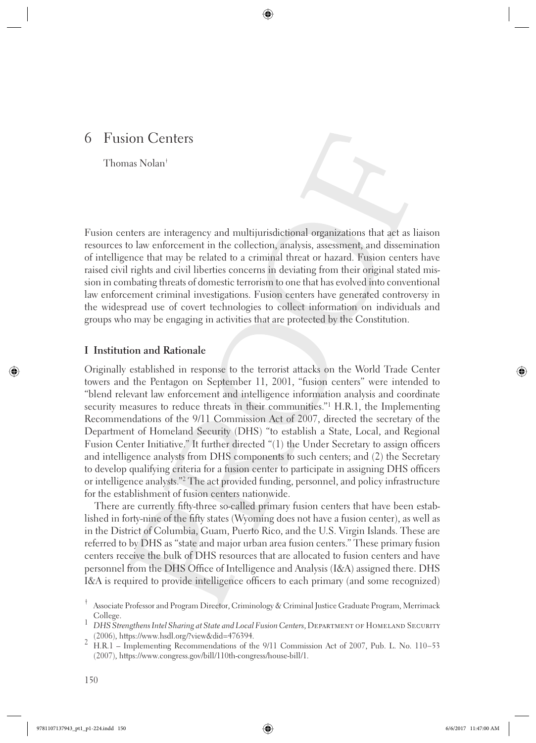# 6 Fusion Centers

Thomas Nolan[†]

Fusion centers are interagency and multijurisdictional organizations that act as liaison resources to law enforcement in the collection, analysis, assessment, and dissemination of intelligence that may be related to a criminal threat or hazard. Fusion centers have raised civil rights and civil liberties concerns in deviating from their original stated mission in combating threats of domestic terrorism to one that has evolved into conventional law enforcement criminal investigations. Fusion centers have generated controversy in the widespread use of covert technologies to collect information on individuals and groups who may be engaging in activities that are protected by the Constitution.

## I Institution and Rationale

Originally established in response to the terrorist attacks on the World Trade Center towers and the Pentagon on September 11, 2001, "fusion centers" were intended to "blend relevant law enforcement and intelligence information analysis and coordinate security measures to reduce threats in their communities."[1] H.R.1, the Implementing Recommendations of the 9/11 Commission Act of 2007, directed the secretary of the Department of Homeland Security (DHS) "to establish a State, Local, and Regional Fusion Center Initiative." It further directed "(1) the Under Secretary to assign officers and intelligence analysts from DHS components to such centers; and (2) the Secretary to develop qualifying criteria for a fusion center to participate in assigning DHS officers or intelligence analysts."[2] The act provided funding, personnel, and policy infrastructure for the establishment of fusion centers nationwide.

There are currently fifty-three so-called primary fusion centers that have been established in forty-nine of the fifty states (Wyoming does not have a fusion center), as well as in the District of Columbia, Guam, Puerto Rico, and the U.S. Virgin Islands. These are referred to by DHS as "state and major urban area fusion centers." These primary fusion centers receive the bulk of DHS resources that are allocated to fusion centers and have personnel from the DHS Office of Intelligence and Analysis (I&A) assigned there. DHS I&A is required to provide intelligence officers to each primary (and some recognized)

[†] Associate Professor and Program Director, Criminology & Criminal Justice Graduate Program, Merrimack College.

[1] *DHS Strengthens Intel Sharing at State and Local Fusion Centers*, Department of Homeland Security (2006), https://www.hsdl.org/?view&did=476394.

[2] H.R.1 – Implementing Recommendations of the 9/11 Commission Act of 2007, Pub. L. No. 110–53 (2007), https://www.congress.gov/bill/110th-congress/house-bill/1.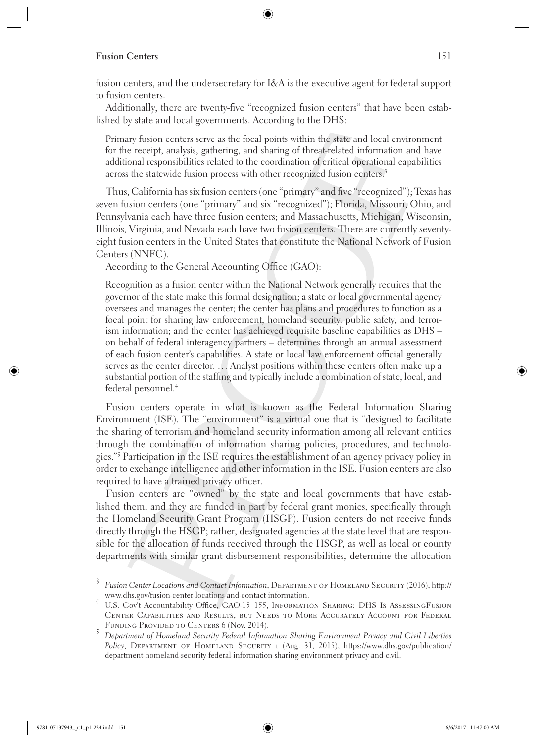fusion centers, and the undersecretary for I&A is the executive agent for federal support to fusion centers.

Additionally, there are twenty-five "recognized fusion centers" that have been established by state and local governments. According to the DHS:

> Primary fusion centers serve as the focal points within the state and local environment for the receipt, analysis, gathering, and sharing of threat-related information and have additional responsibilities related to the coordination of critical operational capabilities across the statewide fusion process with other recognized fusion centers.[3]

Thus, California has six fusion centers (one "primary" and five "recognized"); Texas has seven fusion centers (one "primary" and six "recognized"); Florida, Missouri, Ohio, and Pennsylvania each have three fusion centers; and Massachusetts, Michigan, Wisconsin, Illinois, Virginia, and Nevada each have two fusion centers. There are currently seventy-eight fusion centers in the United States that constitute the National Network of Fusion Centers (NNFC).

According to the General Accounting Office (GAO):

> Recognition as a fusion center within the National Network generally requires that the governor of the state make this formal designation; a state or local governmental agency oversees and manages the center; the center has plans and procedures to function as a focal point for sharing law enforcement, homeland security, public safety, and terrorism information; and the center has achieved requisite baseline capabilities as DHS – on behalf of federal interagency partners – determines through an annual assessment of each fusion center's capabilities. A state or local law enforcement official generally serves as the center director. … Analyst positions within these centers often make up a substantial portion of the staffing and typically include a combination of state, local, and federal personnel.[4]

Fusion centers operate in what is known as the Federal Information Sharing Environment (ISE). The "environment" is a virtual one that is "designed to facilitate the sharing of terrorism and homeland security information among all relevant entities through the combination of information sharing policies, procedures, and technologies."[5] Participation in the ISE requires the establishment of an agency privacy policy in order to exchange intelligence and other information in the ISE. Fusion centers are also required to have a trained privacy officer.

Fusion centers are "owned" by the state and local governments that have established them, and they are funded in part by federal grant monies, specifically through the Homeland Security Grant Program (HSGP). Fusion centers do not receive funds directly through the HSGP; rather, designated agencies at the state level that are responsible for the allocation of funds received through the HSGP, as well as local or county departments with similar grant disbursement responsibilities, determine the allocation

---

[3] *Fusion Center Locations and Contact Information*, Department of Homeland Security (2016), http://www.dhs.gov/fusion-center-locations-and-contact-information.

[4] U.S. Gov't Accountability Office, GAO-15–155, Information Sharing: DHS Is AssessingFusion Center Capabilities and Results, but Needs to More Accurately Account for Federal Funding Provided to Centers 6 (Nov. 2014).

[5] *Department of Homeland Security Federal Information Sharing Environment Privacy and Civil Liberties Policy*, Department of Homeland Security 1 (Aug. 31, 2015), https://www.dhs.gov/publication/department-homeland-security-federal-information-sharing-environment-privacy-and-civil.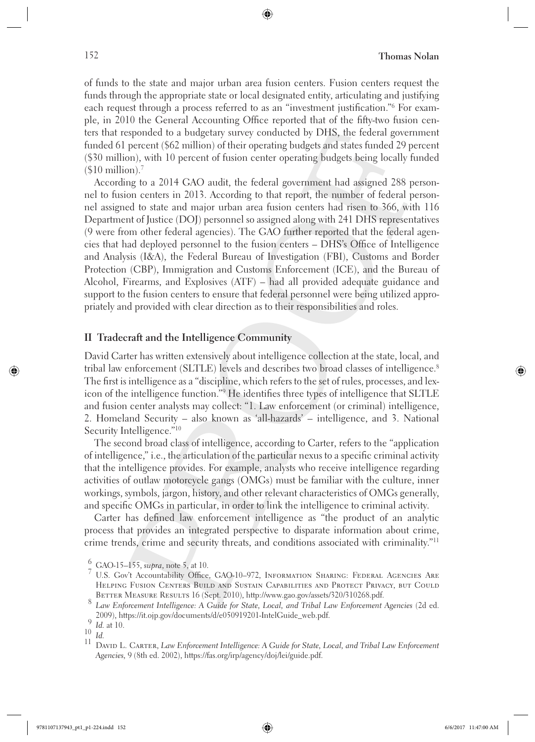of funds to the state and major urban area fusion centers. Fusion centers request the funds through the appropriate state or local designated entity, articulating and justifying each request through a process referred to as an "investment justification."[6] For example, in 2010 the General Accounting Office reported that of the fifty-two fusion centers that responded to a budgetary survey conducted by DHS, the federal government funded 61 percent ($62 million) of their operating budgets and states funded 29 percent ($30 million), with 10 percent of fusion center operating budgets being locally funded ($10 million).[7]

According to a 2014 GAO audit, the federal government had assigned 288 personnel to fusion centers in 2013. According to that report, the number of federal personnel assigned to state and major urban area fusion centers had risen to 366, with 116 Department of Justice (DOJ) personnel so assigned along with 241 DHS representatives (9 were from other federal agencies). The GAO further reported that the federal agencies that had deployed personnel to the fusion centers – DHS's Office of Intelligence and Analysis (I&A), the Federal Bureau of Investigation (FBI), Customs and Border Protection (CBP), Immigration and Customs Enforcement (ICE), and the Bureau of Alcohol, Firearms, and Explosives (ATF) – had all provided adequate guidance and support to the fusion centers to ensure that federal personnel were being utilized appropriately and provided with clear direction as to their responsibilities and roles.

## II Tradecraft and the Intelligence Community

David Carter has written extensively about intelligence collection at the state, local, and tribal law enforcement (SLTLE) levels and describes two broad classes of intelligence.[8] The first is intelligence as a "discipline, which refers to the set of rules, processes, and lexicon of the intelligence function."[9] He identifies three types of intelligence that SLTLE and fusion center analysts may collect: "1. Law enforcement (or criminal) intelligence, 2. Homeland Security – also known as 'all-hazards' – intelligence, and 3. National Security Intelligence."[10]

The second broad class of intelligence, according to Carter, refers to the "application of intelligence," i.e., the articulation of the particular nexus to a specific criminal activity that the intelligence provides. For example, analysts who receive intelligence regarding activities of outlaw motorcycle gangs (OMGs) must be familiar with the culture, inner workings, symbols, jargon, history, and other relevant characteristics of OMGs generally, and specific OMGs in particular, in order to link the intelligence to criminal activity.

Carter has defined law enforcement intelligence as "the product of an analytic process that provides an integrated perspective to disparate information about crime, crime trends, crime and security threats, and conditions associated with criminality."[11]

---

[6] GAO-15–155, *supra*, note 5, at 10.

[7] U.S. Gov't Accountability Office, GAO-10–972, Information Sharing: Federal Agencies Are Helping Fusion Centers Build and Sustain Capabilities and Protect Privacy, but Could Better Measure Results 16 (Sept. 2010), http://www.gao.gov/assets/320/310268.pdf.

[8] *Law Enforcement Intelligence: A Guide for State, Local, and Tribal Law Enforcement Agencies* (2d ed. 2009), https://it.ojp.gov/documents/d/e050919201-IntelGuide_web.pdf.

[9] *Id.* at 10.

[10] *Id.*

[11] David L. Carter, *Law Enforcement Intelligence: A Guide for State, Local, and Tribal Law Enforcement Agencies*, 9 (8th ed. 2002), https://fas.org/irp/agency/doj/lei/guide.pdf.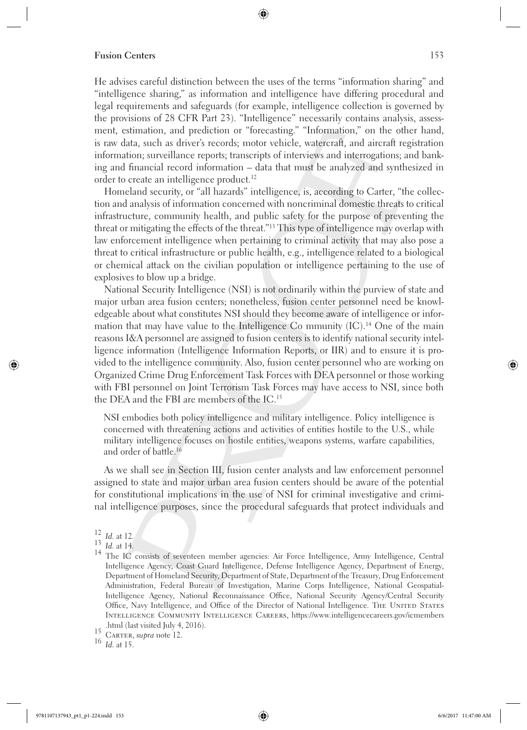He advises careful distinction between the uses of the terms "information sharing" and "intelligence sharing," as information and intelligence have differing procedural and legal requirements and safeguards (for example, intelligence collection is governed by the provisions of 28 CFR Part 23). "Intelligence" necessarily contains analysis, assessment, estimation, and prediction or "forecasting." "Information," on the other hand, is raw data, such as driver's records; motor vehicle, watercraft, and aircraft registration information; surveillance reports; transcripts of interviews and interrogations; and banking and financial record information – data that must be analyzed and synthesized in order to create an intelligence product.[12]

Homeland security, or "all hazards" intelligence, is, according to Carter, "the collection and analysis of information concerned with noncriminal domestic threats to critical infrastructure, community health, and public safety for the purpose of preventing the threat or mitigating the effects of the threat."[13] This type of intelligence may overlap with law enforcement intelligence when pertaining to criminal activity that may also pose a threat to critical infrastructure or public health, e.g., intelligence related to a biological or chemical attack on the civilian population or intelligence pertaining to the use of explosives to blow up a bridge.

National Security Intelligence (NSI) is not ordinarily within the purview of state and major urban area fusion centers; nonetheless, fusion center personnel need be knowledgeable about what constitutes NSI should they become aware of intelligence or information that may have value to the Intelligence Co mmunity (IC).[14] One of the main reasons I&A personnel are assigned to fusion centers is to identify national security intelligence information (Intelligence Information Reports, or IIR) and to ensure it is provided to the intelligence community. Also, fusion center personnel who are working on Organized Crime Drug Enforcement Task Forces with DEA personnel or those working with FBI personnel on Joint Terrorism Task Forces may have access to NSI, since both the DEA and the FBI are members of the IC.[15]

> NSI embodies both policy intelligence and military intelligence. Policy intelligence is concerned with threatening actions and activities of entities hostile to the U.S., while military intelligence focuses on hostile entities, weapons systems, warfare capabilities, and order of battle.[16]

As we shall see in Section III, fusion center analysts and law enforcement personnel assigned to state and major urban area fusion centers should be aware of the potential for constitutional implications in the use of NSI for criminal investigative and criminal intelligence purposes, since the procedural safeguards that protect individuals and

---

[12] *Id.* at 12.

[13] *Id.* at 14.

[14] The IC consists of seventeen member agencies: Air Force Intelligence, Army Intelligence, Central Intelligence Agency, Coast Guard Intelligence, Defense Intelligence Agency, Department of Energy, Department of Homeland Security, Department of State, Department of the Treasury, Drug Enforcement Administration, Federal Bureau of Investigation, Marine Corps Intelligence, National Geospatial-Intelligence Agency, National Reconnaissance Office, National Security Agency/Central Security Office, Navy Intelligence, and Office of the Director of National Intelligence. The United States Intelligence Community Careers, https://www.intelligencecareers.gov/icmembers.html (last visited July 4, 2016).

[15] Carter, *supra* note 12.

[16] *Id.* at 15.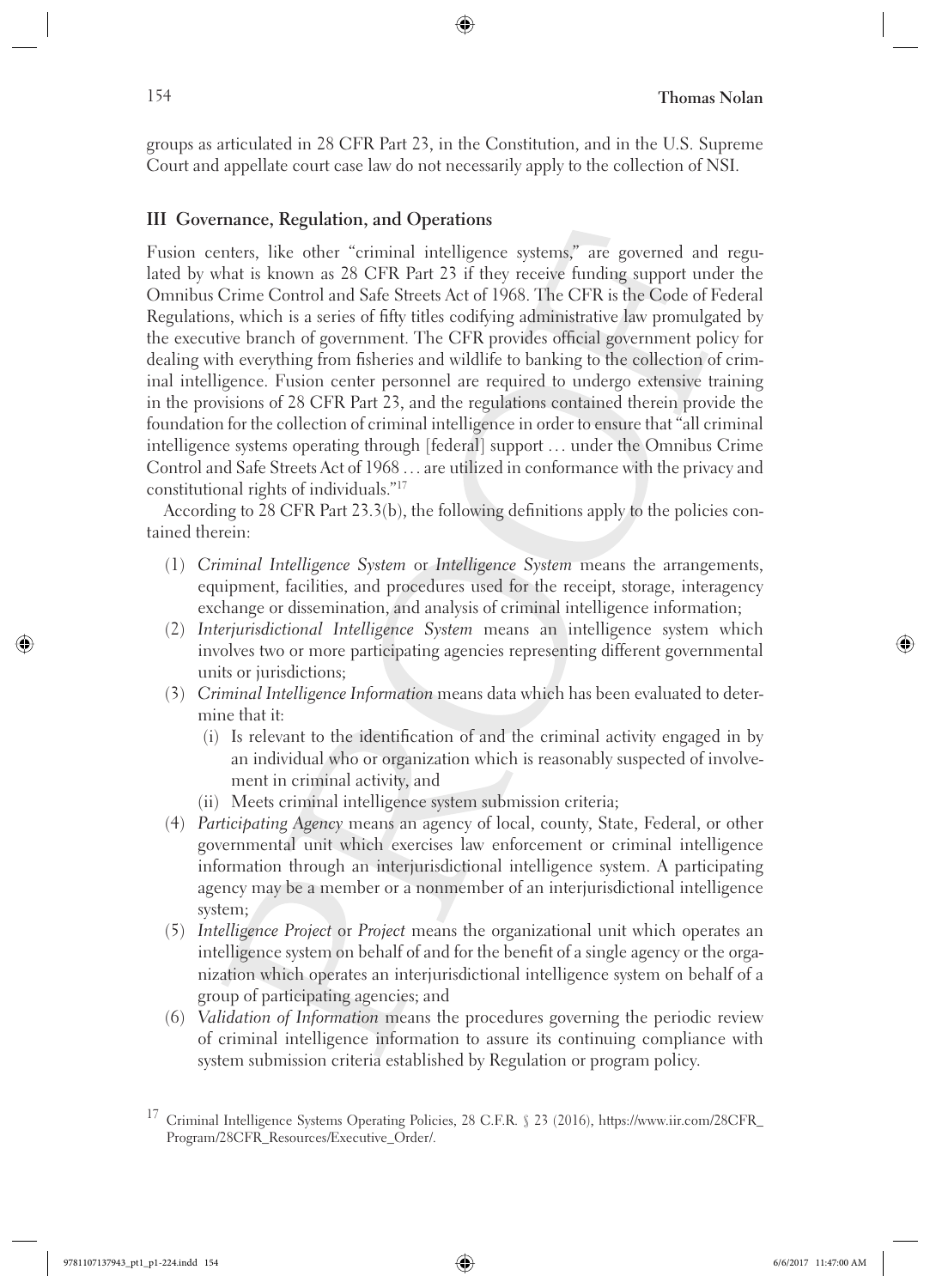groups as articulated in 28 CFR Part 23, in the Constitution, and in the U.S. Supreme Court and appellate court case law do not necessarily apply to the collection of NSI.

## III Governance, Regulation, and Operations

Fusion centers, like other "criminal intelligence systems," are governed and regulated by what is known as 28 CFR Part 23 if they receive funding support under the Omnibus Crime Control and Safe Streets Act of 1968. The CFR is the Code of Federal Regulations, which is a series of fifty titles codifying administrative law promulgated by the executive branch of government. The CFR provides official government policy for dealing with everything from fisheries and wildlife to banking to the collection of criminal intelligence. Fusion center personnel are required to undergo extensive training in the provisions of 28 CFR Part 23, and the regulations contained therein provide the foundation for the collection of criminal intelligence in order to ensure that "all criminal intelligence systems operating through [federal] support … under the Omnibus Crime Control and Safe Streets Act of 1968 … are utilized in conformance with the privacy and constitutional rights of individuals."[17]

According to 28 CFR Part 23.3(b), the following definitions apply to the policies contained therein:

(1) *Criminal Intelligence System* or *Intelligence System* means the arrangements, equipment, facilities, and procedures used for the receipt, storage, interagency exchange or dissemination, and analysis of criminal intelligence information;

(2) *Interjurisdictional Intelligence System* means an intelligence system which involves two or more participating agencies representing different governmental units or jurisdictions;

(3) *Criminal Intelligence Information* means data which has been evaluated to determine that it:

  (i) Is relevant to the identification of and the criminal activity engaged in by an individual who or organization which is reasonably suspected of involvement in criminal activity, and

  (ii) Meets criminal intelligence system submission criteria;

(4) *Participating Agency* means an agency of local, county, State, Federal, or other governmental unit which exercises law enforcement or criminal intelligence information through an interjurisdictional intelligence system. A participating agency may be a member or a nonmember of an interjurisdictional intelligence system;

(5) *Intelligence Project* or *Project* means the organizational unit which operates an intelligence system on behalf of and for the benefit of a single agency or the organization which operates an interjurisdictional intelligence system on behalf of a group of participating agencies; and

(6) *Validation of Information* means the procedures governing the periodic review of criminal intelligence information to assure its continuing compliance with system submission criteria established by Regulation or program policy.

[17] Criminal Intelligence Systems Operating Policies, 28 C.F.R. § 23 (2016), https://www.iir.com/28CFR_Program/28CFR_Resources/Executive_Order/.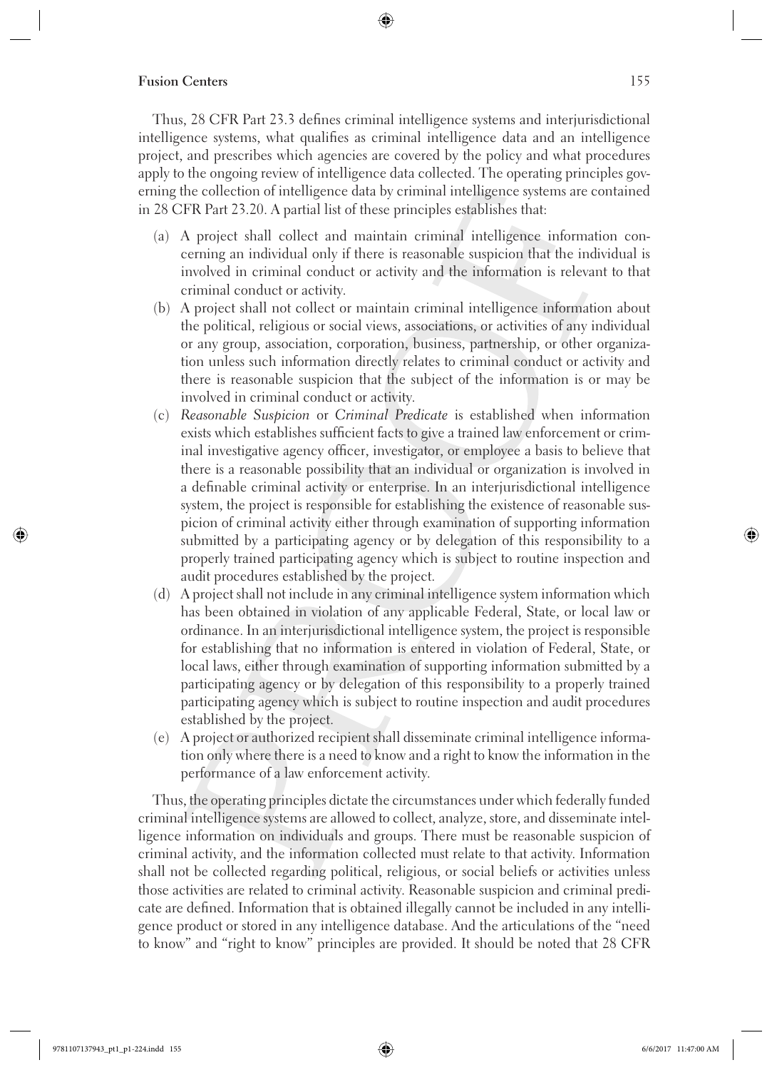Thus, 28 CFR Part 23.3 defines criminal intelligence systems and interjurisdictional intelligence systems, what qualifies as criminal intelligence data and an intelligence project, and prescribes which agencies are covered by the policy and what procedures apply to the ongoing review of intelligence data collected. The operating principles governing the collection of intelligence data by criminal intelligence systems are contained in 28 CFR Part 23.20. A partial list of these principles establishes that:

(a) A project shall collect and maintain criminal intelligence information concerning an individual only if there is reasonable suspicion that the individual is involved in criminal conduct or activity and the information is relevant to that criminal conduct or activity.

(b) A project shall not collect or maintain criminal intelligence information about the political, religious or social views, associations, or activities of any individual or any group, association, corporation, business, partnership, or other organization unless such information directly relates to criminal conduct or activity and there is reasonable suspicion that the subject of the information is or may be involved in criminal conduct or activity.

(c) *Reasonable Suspicion* or *Criminal Predicate* is established when information exists which establishes sufficient facts to give a trained law enforcement or criminal investigative agency officer, investigator, or employee a basis to believe that there is a reasonable possibility that an individual or organization is involved in a definable criminal activity or enterprise. In an interjurisdictional intelligence system, the project is responsible for establishing the existence of reasonable suspicion of criminal activity either through examination of supporting information submitted by a participating agency or by delegation of this responsibility to a properly trained participating agency which is subject to routine inspection and audit procedures established by the project.

(d) A project shall not include in any criminal intelligence system information which has been obtained in violation of any applicable Federal, State, or local law or ordinance. In an interjurisdictional intelligence system, the project is responsible for establishing that no information is entered in violation of Federal, State, or local laws, either through examination of supporting information submitted by a participating agency or by delegation of this responsibility to a properly trained participating agency which is subject to routine inspection and audit procedures established by the project.

(e) A project or authorized recipient shall disseminate criminal intelligence information only where there is a need to know and a right to know the information in the performance of a law enforcement activity.

Thus, the operating principles dictate the circumstances under which federally funded criminal intelligence systems are allowed to collect, analyze, store, and disseminate intelligence information on individuals and groups. There must be reasonable suspicion of criminal activity, and the information collected must relate to that activity. Information shall not be collected regarding political, religious, or social beliefs or activities unless those activities are related to criminal activity. Reasonable suspicion and criminal predicate are defined. Information that is obtained illegally cannot be included in any intelligence product or stored in any intelligence database. And the articulations of the "need to know" and "right to know" principles are provided. It should be noted that 28 CFR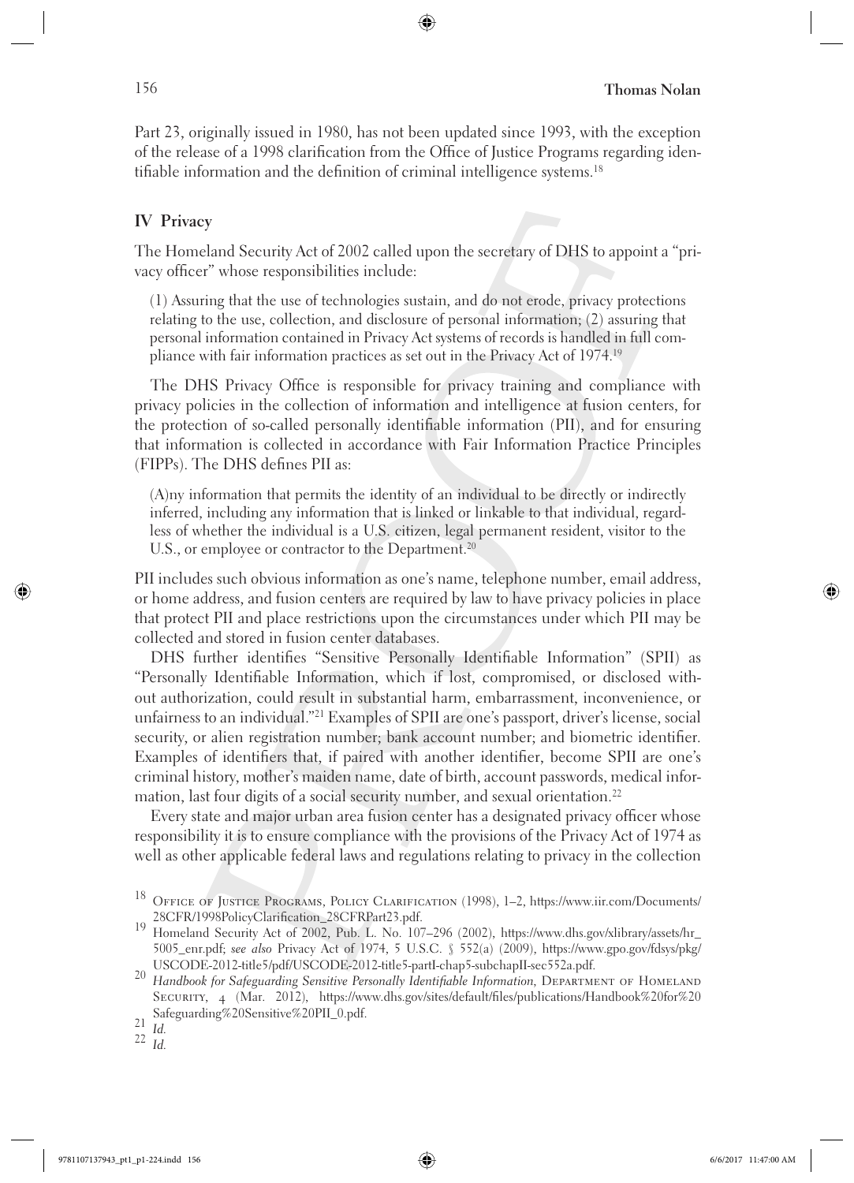Part 23, originally issued in 1980, has not been updated since 1993, with the exception of the release of a 1998 clarification from the Office of Justice Programs regarding identifiable information and the definition of criminal intelligence systems.[18]

## IV Privacy

The Homeland Security Act of 2002 called upon the secretary of DHS to appoint a "privacy officer" whose responsibilities include:

> (1) Assuring that the use of technologies sustain, and do not erode, privacy protections relating to the use, collection, and disclosure of personal information; (2) assuring that personal information contained in Privacy Act systems of records is handled in full compliance with fair information practices as set out in the Privacy Act of 1974.[19]

The DHS Privacy Office is responsible for privacy training and compliance with privacy policies in the collection of information and intelligence at fusion centers, for the protection of so-called personally identifiable information (PII), and for ensuring that information is collected in accordance with Fair Information Practice Principles (FIPPs). The DHS defines PII as:

> (A)ny information that permits the identity of an individual to be directly or indirectly inferred, including any information that is linked or linkable to that individual, regardless of whether the individual is a U.S. citizen, legal permanent resident, visitor to the U.S., or employee or contractor to the Department.[20]

PII includes such obvious information as one's name, telephone number, email address, or home address, and fusion centers are required by law to have privacy policies in place that protect PII and place restrictions upon the circumstances under which PII may be collected and stored in fusion center databases.

DHS further identifies "Sensitive Personally Identifiable Information" (SPII) as "Personally Identifiable Information, which if lost, compromised, or disclosed without authorization, could result in substantial harm, embarrassment, inconvenience, or unfairness to an individual."[21] Examples of SPII are one's passport, driver's license, social security, or alien registration number; bank account number; and biometric identifier. Examples of identifiers that, if paired with another identifier, become SPII are one's criminal history, mother's maiden name, date of birth, account passwords, medical information, last four digits of a social security number, and sexual orientation.[22]

Every state and major urban area fusion center has a designated privacy officer whose responsibility it is to ensure compliance with the provisions of the Privacy Act of 1974 as well as other applicable federal laws and regulations relating to privacy in the collection

---

[18] Office of Justice Programs, Policy Clarification (1998), 1–2, https://www.iir.com/Documents/28CFR/1998PolicyClarification_28CFRPart23.pdf.

[19] Homeland Security Act of 2002, Pub. L. No. 107–296 (2002), https://www.dhs.gov/xlibrary/assets/hr_5005_enr.pdf; *see also* Privacy Act of 1974, 5 U.S.C. § 552(a) (2009), https://www.gpo.gov/fdsys/pkg/USCODE-2012-title5/pdf/USCODE-2012-title5-partI-chap5-subchapII-sec552a.pdf.

[20] *Handbook for Safeguarding Sensitive Personally Identifiable Information*, Department of Homeland Security, 4 (Mar. 2012), https://www.dhs.gov/sites/default/files/publications/Handbook%20for%20Safeguarding%20Sensitive%20PII_0.pdf.

[21] *Id.*

[22] *Id.*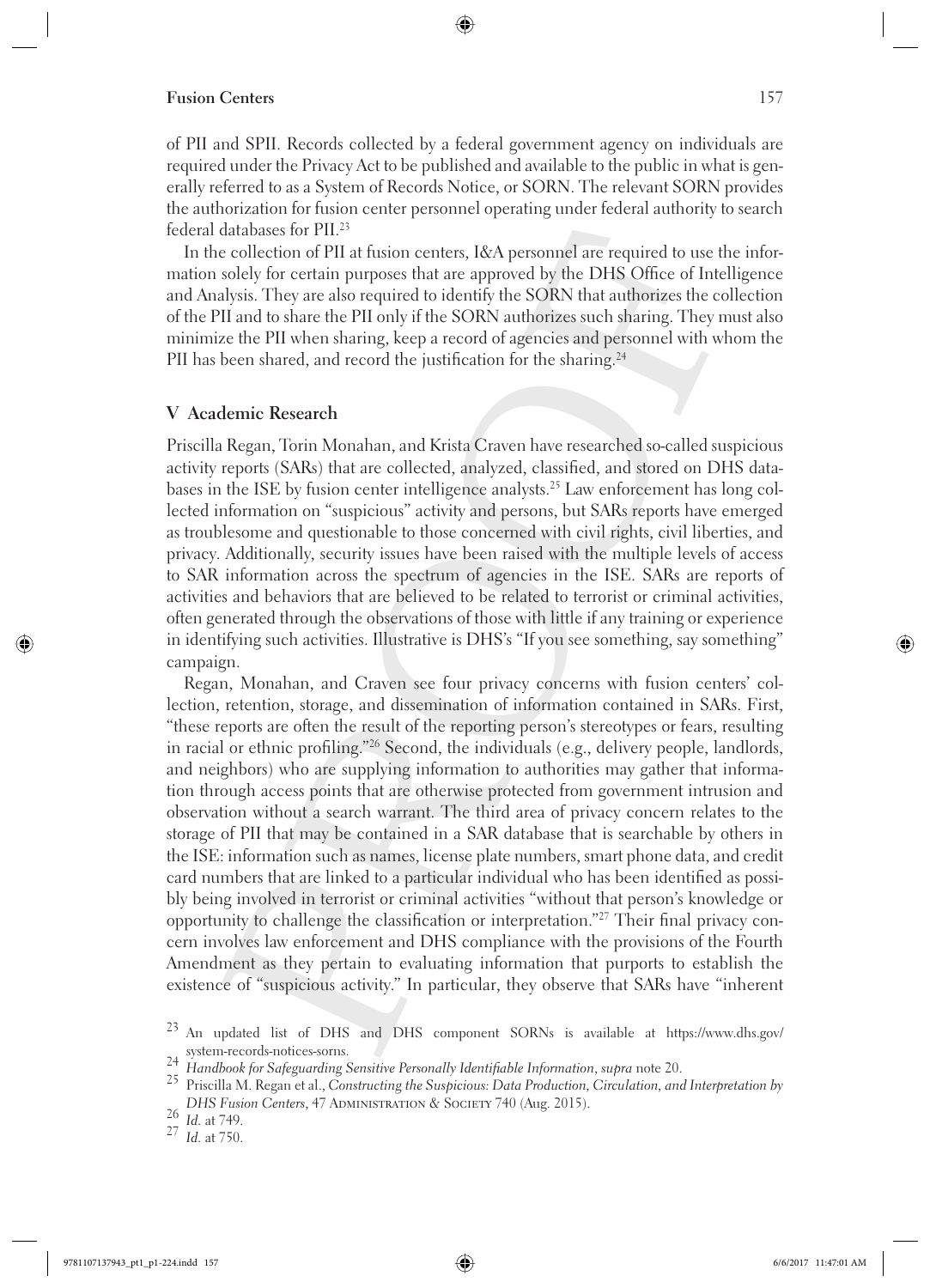of PII and SPII. Records collected by a federal government agency on individuals are required under the Privacy Act to be published and available to the public in what is generally referred to as a System of Records Notice, or SORN. The relevant SORN provides the authorization for fusion center personnel operating under federal authority to search federal databases for PII.[23]

In the collection of PII at fusion centers, I&A personnel are required to use the information solely for certain purposes that are approved by the DHS Office of Intelligence and Analysis. They are also required to identify the SORN that authorizes the collection of the PII and to share the PII only if the SORN authorizes such sharing. They must also minimize the PII when sharing, keep a record of agencies and personnel with whom the PII has been shared, and record the justification for the sharing.[24]

## V Academic Research

Priscilla Regan, Torin Monahan, and Krista Craven have researched so-called suspicious activity reports (SARs) that are collected, analyzed, classified, and stored on DHS databases in the ISE by fusion center intelligence analysts.[25] Law enforcement has long collected information on "suspicious" activity and persons, but SARs reports have emerged as troublesome and questionable to those concerned with civil rights, civil liberties, and privacy. Additionally, security issues have been raised with the multiple levels of access to SAR information across the spectrum of agencies in the ISE. SARs are reports of activities and behaviors that are believed to be related to terrorist or criminal activities, often generated through the observations of those with little if any training or experience in identifying such activities. Illustrative is DHS's "If you see something, say something" campaign.

Regan, Monahan, and Craven see four privacy concerns with fusion centers' collection, retention, storage, and dissemination of information contained in SARs. First, "these reports are often the result of the reporting person's stereotypes or fears, resulting in racial or ethnic profiling."[26] Second, the individuals (e.g., delivery people, landlords, and neighbors) who are supplying information to authorities may gather that information through access points that are otherwise protected from government intrusion and observation without a search warrant. The third area of privacy concern relates to the storage of PII that may be contained in a SAR database that is searchable by others in the ISE: information such as names, license plate numbers, smart phone data, and credit card numbers that are linked to a particular individual who has been identified as possibly being involved in terrorist or criminal activities "without that person's knowledge or opportunity to challenge the classification or interpretation."[27] Their final privacy concern involves law enforcement and DHS compliance with the provisions of the Fourth Amendment as they pertain to evaluating information that purports to establish the existence of "suspicious activity." In particular, they observe that SARs have "inherent

---

[23] An updated list of DHS and DHS component SORNs is available at https://www.dhs.gov/system-records-notices-sorns.

[24] *Handbook for Safeguarding Sensitive Personally Identifiable Information*, *supra* note 20.

[25] Priscilla M. Regan et al., *Constructing the Suspicious: Data Production, Circulation, and Interpretation by DHS Fusion Centers*, 47 Administration & Society 740 (Aug. 2015).

[26] *Id.* at 749.

[27] *Id.* at 750.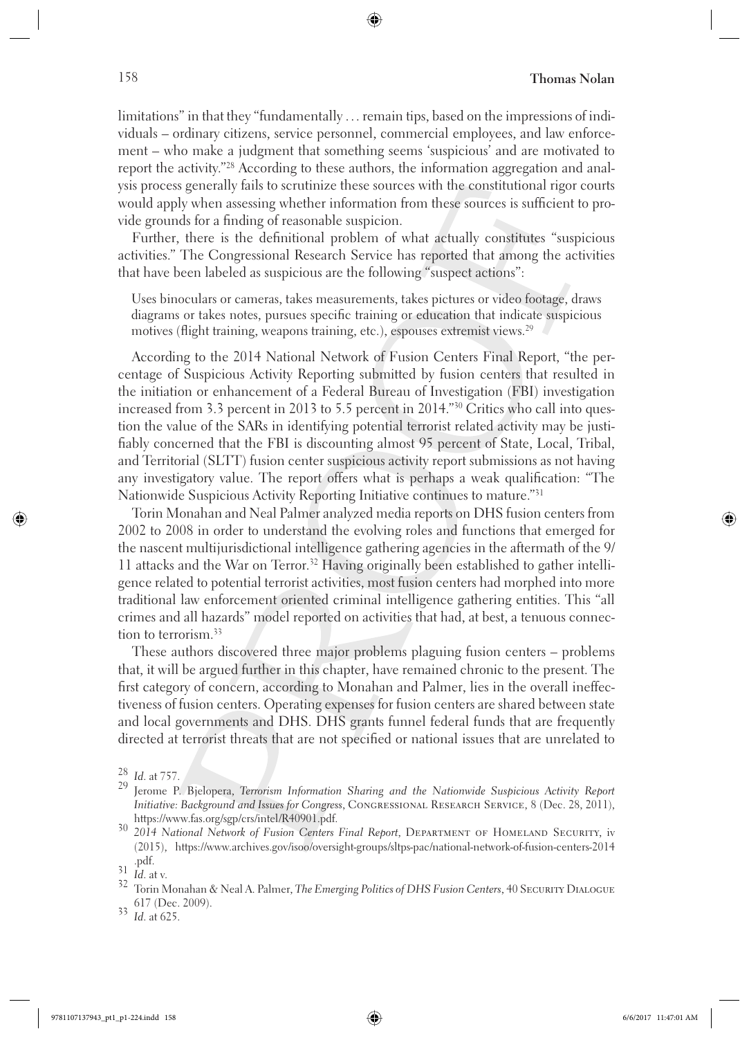limitations" in that they "fundamentally … remain tips, based on the impressions of individuals – ordinary citizens, service personnel, commercial employees, and law enforcement – who make a judgment that something seems 'suspicious' and are motivated to report the activity."[28] According to these authors, the information aggregation and analysis process generally fails to scrutinize these sources with the constitutional rigor courts would apply when assessing whether information from these sources is sufficient to provide grounds for a finding of reasonable suspicion.

Further, there is the definitional problem of what actually constitutes "suspicious activities." The Congressional Research Service has reported that among the activities that have been labeled as suspicious are the following "suspect actions":

> Uses binoculars or cameras, takes measurements, takes pictures or video footage, draws diagrams or takes notes, pursues specific training or education that indicate suspicious motives (flight training, weapons training, etc.), espouses extremist views.[29]

According to the 2014 National Network of Fusion Centers Final Report, "the percentage of Suspicious Activity Reporting submitted by fusion centers that resulted in the initiation or enhancement of a Federal Bureau of Investigation (FBI) investigation increased from 3.3 percent in 2013 to 5.5 percent in 2014."[30] Critics who call into question the value of the SARs in identifying potential terrorist related activity may be justifiably concerned that the FBI is discounting almost 95 percent of State, Local, Tribal, and Territorial (SLTT) fusion center suspicious activity report submissions as not having any investigatory value. The report offers what is perhaps a weak qualification: "The Nationwide Suspicious Activity Reporting Initiative continues to mature."[31]

Torin Monahan and Neal Palmer analyzed media reports on DHS fusion centers from 2002 to 2008 in order to understand the evolving roles and functions that emerged for the nascent multijurisdictional intelligence gathering agencies in the aftermath of the 9/11 attacks and the War on Terror.[32] Having originally been established to gather intelligence related to potential terrorist activities, most fusion centers had morphed into more traditional law enforcement oriented criminal intelligence gathering entities. This "all crimes and all hazards" model reported on activities that had, at best, a tenuous connection to terrorism.[33]

These authors discovered three major problems plaguing fusion centers – problems that, it will be argued further in this chapter, have remained chronic to the present. The first category of concern, according to Monahan and Palmer, lies in the overall ineffectiveness of fusion centers. Operating expenses for fusion centers are shared between state and local governments and DHS. DHS grants funnel federal funds that are frequently directed at terrorist threats that are not specified or national issues that are unrelated to

---

[28] *Id.* at 757.

[29] Jerome P. Bjelopera, *Terrorism Information Sharing and the Nationwide Suspicious Activity Report Initiative: Background and Issues for Congress*, Congressional Research Service, 8 (Dec. 28, 2011), https://www.fas.org/sgp/crs/intel/R40901.pdf.

[30] *2014 National Network of Fusion Centers Final Report*, Department of Homeland Security, iv (2015), https://www.archives.gov/isoo/oversight-groups/sltps-pac/national-network-of-fusion-centers-2014.pdf.

[31] *Id.* at v.

[32] Torin Monahan & Neal A. Palmer, *The Emerging Politics of DHS Fusion Centers*, 40 Security Dialogue 617 (Dec. 2009).

[33] *Id.* at 625.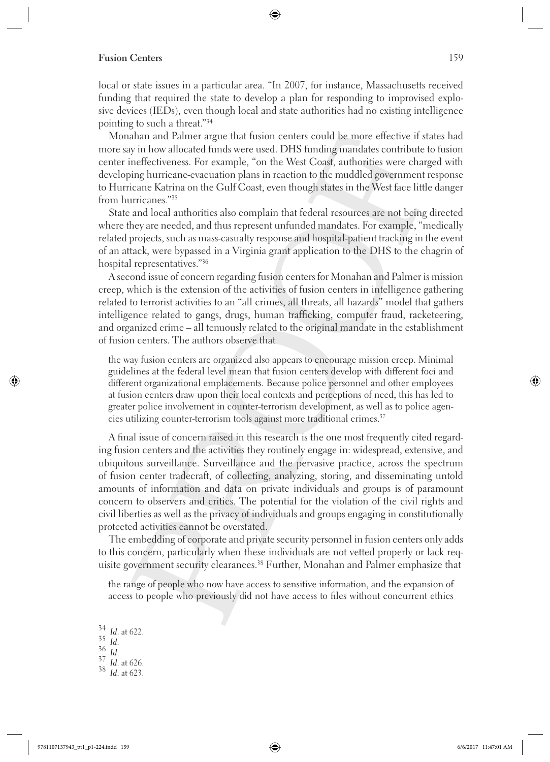local or state issues in a particular area. "In 2007, for instance, Massachusetts received funding that required the state to develop a plan for responding to improvised explosive devices (IEDs), even though local and state authorities had no existing intelligence pointing to such a threat."[34]

Monahan and Palmer argue that fusion centers could be more effective if states had more say in how allocated funds were used. DHS funding mandates contribute to fusion center ineffectiveness. For example, "on the West Coast, authorities were charged with developing hurricane-evacuation plans in reaction to the muddled government response to Hurricane Katrina on the Gulf Coast, even though states in the West face little danger from hurricanes."[35]

State and local authorities also complain that federal resources are not being directed where they are needed, and thus represent unfunded mandates. For example, "medically related projects, such as mass-casualty response and hospital-patient tracking in the event of an attack, were bypassed in a Virginia grant application to the DHS to the chagrin of hospital representatives."[36]

A second issue of concern regarding fusion centers for Monahan and Palmer is mission creep, which is the extension of the activities of fusion centers in intelligence gathering related to terrorist activities to an "all crimes, all threats, all hazards" model that gathers intelligence related to gangs, drugs, human trafficking, computer fraud, racketeering, and organized crime – all tenuously related to the original mandate in the establishment of fusion centers. The authors observe that

> the way fusion centers are organized also appears to encourage mission creep. Minimal guidelines at the federal level mean that fusion centers develop with different foci and different organizational emplacements. Because police personnel and other employees at fusion centers draw upon their local contexts and perceptions of need, this has led to greater police involvement in counter-terrorism development, as well as to police agencies utilizing counter-terrorism tools against more traditional crimes.[37]

A final issue of concern raised in this research is the one most frequently cited regarding fusion centers and the activities they routinely engage in: widespread, extensive, and ubiquitous surveillance. Surveillance and the pervasive practice, across the spectrum of fusion center tradecraft, of collecting, analyzing, storing, and disseminating untold amounts of information and data on private individuals and groups is of paramount concern to observers and critics. The potential for the violation of the civil rights and civil liberties as well as the privacy of individuals and groups engaging in constitutionally protected activities cannot be overstated.

The embedding of corporate and private security personnel in fusion centers only adds to this concern, particularly when these individuals are not vetted properly or lack requisite government security clearances.[38] Further, Monahan and Palmer emphasize that

> the range of people who now have access to sensitive information, and the expansion of access to people who previously did not have access to files without concurrent ethics

[34] *Id*. at 622.
[35] *Id*.
[36] *Id*.
[37] *Id*. at 626.
[38] *Id*. at 623.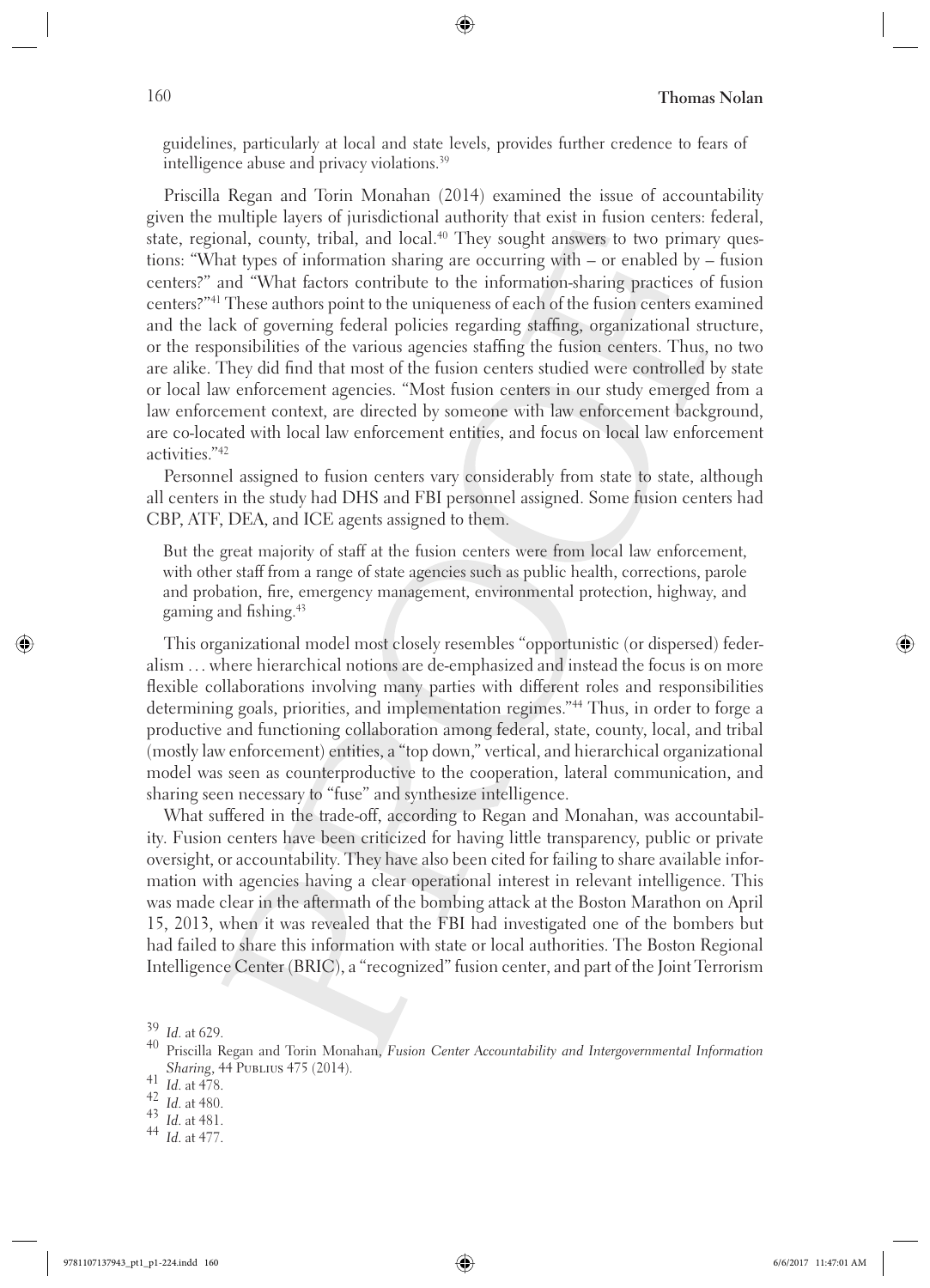guidelines, particularly at local and state levels, provides further credence to fears of intelligence abuse and privacy violations.[39]

Priscilla Regan and Torin Monahan (2014) examined the issue of accountability given the multiple layers of jurisdictional authority that exist in fusion centers: federal, state, regional, county, tribal, and local.[40] They sought answers to two primary questions: "What types of information sharing are occurring with – or enabled by – fusion centers?" and "What factors contribute to the information-sharing practices of fusion centers?"[41] These authors point to the uniqueness of each of the fusion centers examined and the lack of governing federal policies regarding staffing, organizational structure, or the responsibilities of the various agencies staffing the fusion centers. Thus, no two are alike. They did find that most of the fusion centers studied were controlled by state or local law enforcement agencies. "Most fusion centers in our study emerged from a law enforcement context, are directed by someone with law enforcement background, are co-located with local law enforcement entities, and focus on local law enforcement activities."[42]

Personnel assigned to fusion centers vary considerably from state to state, although all centers in the study had DHS and FBI personnel assigned. Some fusion centers had CBP, ATF, DEA, and ICE agents assigned to them.

> But the great majority of staff at the fusion centers were from local law enforcement, with other staff from a range of state agencies such as public health, corrections, parole and probation, fire, emergency management, environmental protection, highway, and gaming and fishing.[43]

This organizational model most closely resembles "opportunistic (or dispersed) federalism … where hierarchical notions are de-emphasized and instead the focus is on more flexible collaborations involving many parties with different roles and responsibilities determining goals, priorities, and implementation regimes."[44] Thus, in order to forge a productive and functioning collaboration among federal, state, county, local, and tribal (mostly law enforcement) entities, a "top down," vertical, and hierarchical organizational model was seen as counterproductive to the cooperation, lateral communication, and sharing seen necessary to "fuse" and synthesize intelligence.

What suffered in the trade-off, according to Regan and Monahan, was accountability. Fusion centers have been criticized for having little transparency, public or private oversight, or accountability. They have also been cited for failing to share available information with agencies having a clear operational interest in relevant intelligence. This was made clear in the aftermath of the bombing attack at the Boston Marathon on April 15, 2013, when it was revealed that the FBI had investigated one of the bombers but had failed to share this information with state or local authorities. The Boston Regional Intelligence Center (BRIC), a "recognized" fusion center, and part of the Joint Terrorism

---

[39] *Id.* at 629.

[40] Priscilla Regan and Torin Monahan, *Fusion Center Accountability and Intergovernmental Information Sharing*, 44 Publius 475 (2014).

[41] *Id.* at 478.

[42] *Id.* at 480.

[43] *Id.* at 481.

[44] *Id.* at 477.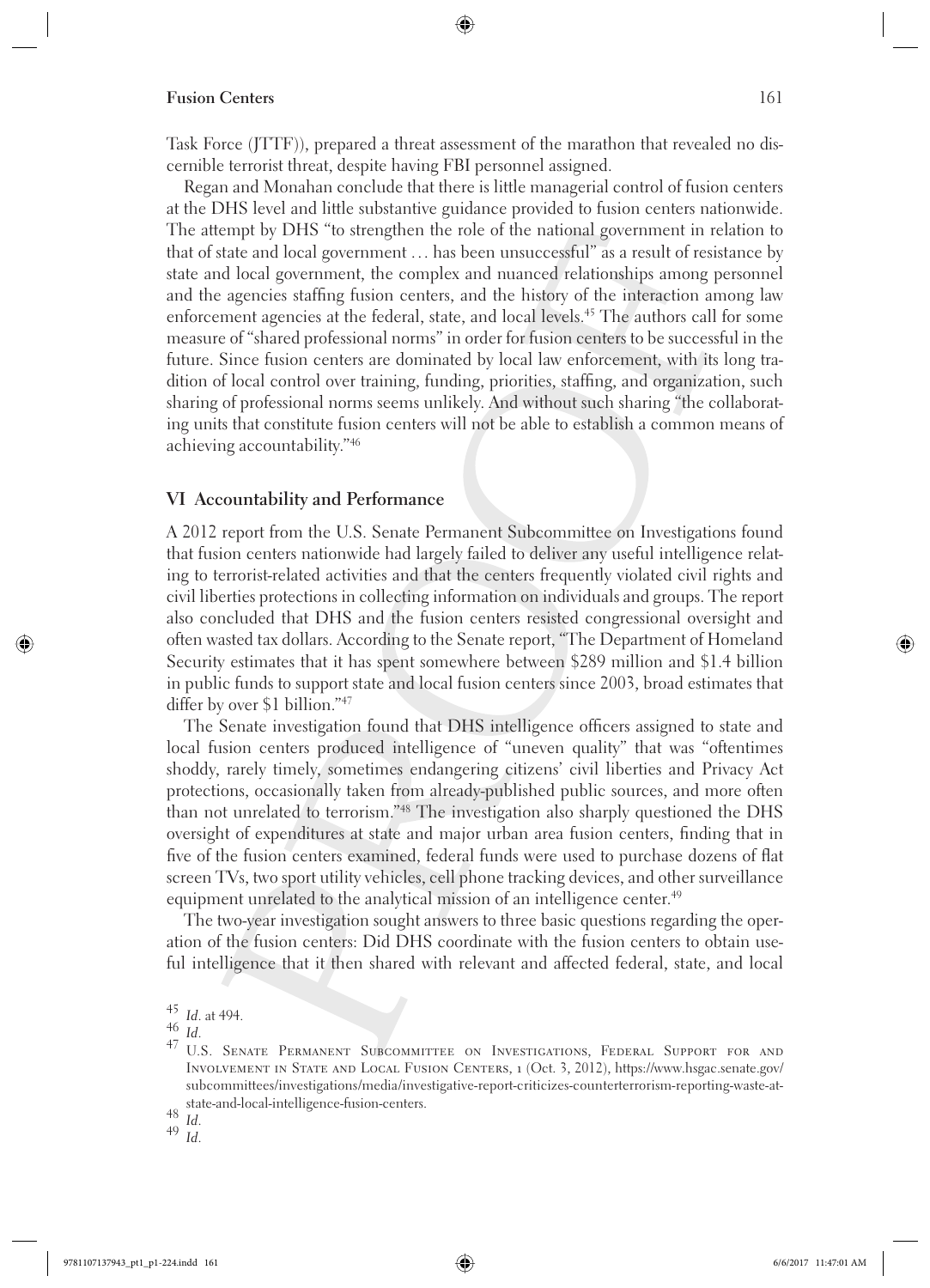Task Force (JTTF)), prepared a threat assessment of the marathon that revealed no discernible terrorist threat, despite having FBI personnel assigned.

Regan and Monahan conclude that there is little managerial control of fusion centers at the DHS level and little substantive guidance provided to fusion centers nationwide. The attempt by DHS "to strengthen the role of the national government in relation to that of state and local government … has been unsuccessful" as a result of resistance by state and local government, the complex and nuanced relationships among personnel and the agencies staffing fusion centers, and the history of the interaction among law enforcement agencies at the federal, state, and local levels.[45] The authors call for some measure of "shared professional norms" in order for fusion centers to be successful in the future. Since fusion centers are dominated by local law enforcement, with its long tradition of local control over training, funding, priorities, staffing, and organization, such sharing of professional norms seems unlikely. And without such sharing "the collaborating units that constitute fusion centers will not be able to establish a common means of achieving accountability."[46]

## VI Accountability and Performance

A 2012 report from the U.S. Senate Permanent Subcommittee on Investigations found that fusion centers nationwide had largely failed to deliver any useful intelligence relating to terrorist-related activities and that the centers frequently violated civil rights and civil liberties protections in collecting information on individuals and groups. The report also concluded that DHS and the fusion centers resisted congressional oversight and often wasted tax dollars. According to the Senate report, "The Department of Homeland Security estimates that it has spent somewhere between \$289 million and \$1.4 billion in public funds to support state and local fusion centers since 2003, broad estimates that differ by over \$1 billion."[47]

The Senate investigation found that DHS intelligence officers assigned to state and local fusion centers produced intelligence of "uneven quality" that was "oftentimes shoddy, rarely timely, sometimes endangering citizens' civil liberties and Privacy Act protections, occasionally taken from already-published public sources, and more often than not unrelated to terrorism."[48] The investigation also sharply questioned the DHS oversight of expenditures at state and major urban area fusion centers, finding that in five of the fusion centers examined, federal funds were used to purchase dozens of flat screen TVs, two sport utility vehicles, cell phone tracking devices, and other surveillance equipment unrelated to the analytical mission of an intelligence center.[49]

The two-year investigation sought answers to three basic questions regarding the operation of the fusion centers: Did DHS coordinate with the fusion centers to obtain useful intelligence that it then shared with relevant and affected federal, state, and local

---

[45] *Id*. at 494.

[46] *Id*.

[47] U.S. Senate Permanent Subcommittee on Investigations, Federal Support for and Involvement in State and Local Fusion Centers, 1 (Oct. 3, 2012), https://www.hsgac.senate.gov/subcommittees/investigations/media/investigative-report-criticizes-counterterrorism-reporting-waste-at-state-and-local-intelligence-fusion-centers.

[48] *Id*.

[49] *Id*.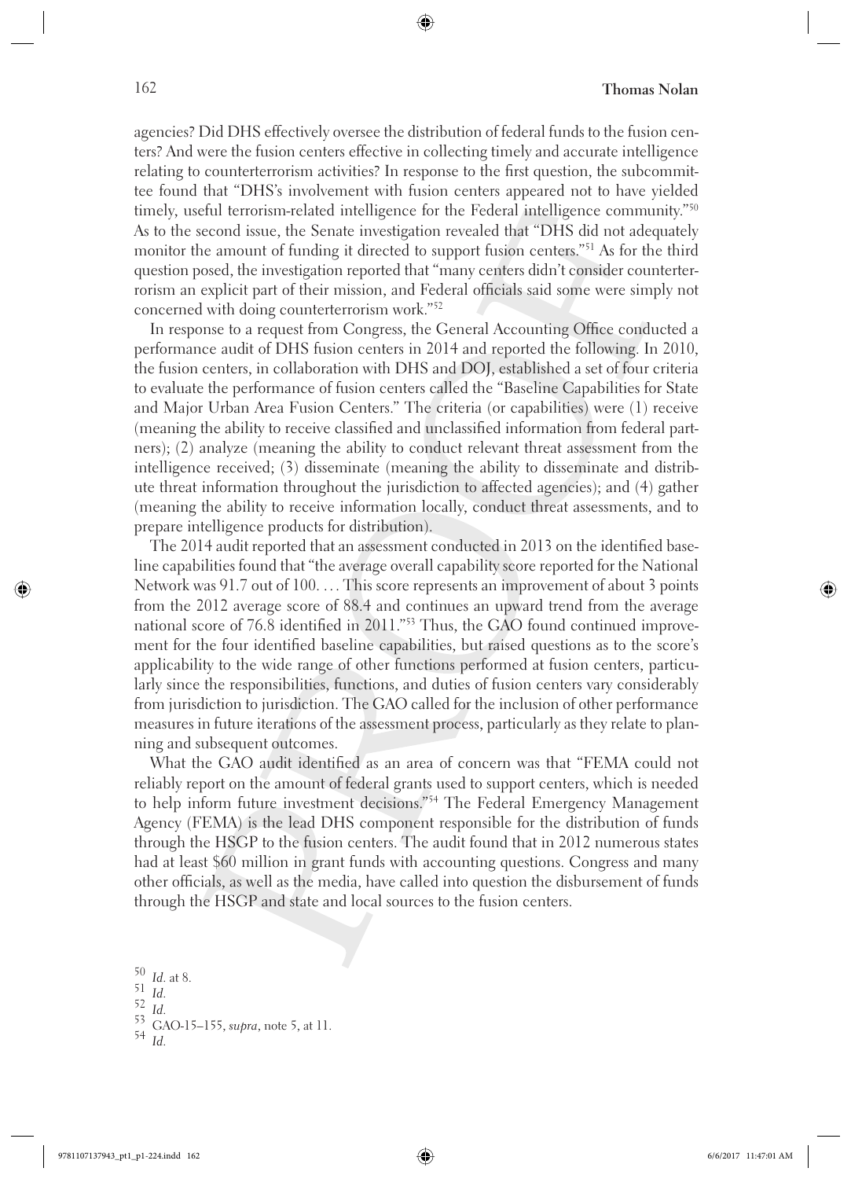agencies? Did DHS effectively oversee the distribution of federal funds to the fusion centers? And were the fusion centers effective in collecting timely and accurate intelligence relating to counterterrorism activities? In response to the first question, the subcommittee found that "DHS's involvement with fusion centers appeared not to have yielded timely, useful terrorism-related intelligence for the Federal intelligence community."[50] As to the second issue, the Senate investigation revealed that "DHS did not adequately monitor the amount of funding it directed to support fusion centers."[51] As for the third question posed, the investigation reported that "many centers didn't consider counterterrorism an explicit part of their mission, and Federal officials said some were simply not concerned with doing counterterrorism work."[52]

In response to a request from Congress, the General Accounting Office conducted a performance audit of DHS fusion centers in 2014 and reported the following. In 2010, the fusion centers, in collaboration with DHS and DOJ, established a set of four criteria to evaluate the performance of fusion centers called the "Baseline Capabilities for State and Major Urban Area Fusion Centers." The criteria (or capabilities) were (1) receive (meaning the ability to receive classified and unclassified information from federal partners); (2) analyze (meaning the ability to conduct relevant threat assessment from the intelligence received; (3) disseminate (meaning the ability to disseminate and distribute threat information throughout the jurisdiction to affected agencies); and (4) gather (meaning the ability to receive information locally, conduct threat assessments, and to prepare intelligence products for distribution).

The 2014 audit reported that an assessment conducted in 2013 on the identified baseline capabilities found that "the average overall capability score reported for the National Network was 91.7 out of 100. … This score represents an improvement of about 3 points from the 2012 average score of 88.4 and continues an upward trend from the average national score of 76.8 identified in 2011."[53] Thus, the GAO found continued improvement for the four identified baseline capabilities, but raised questions as to the score's applicability to the wide range of other functions performed at fusion centers, particularly since the responsibilities, functions, and duties of fusion centers vary considerably from jurisdiction to jurisdiction. The GAO called for the inclusion of other performance measures in future iterations of the assessment process, particularly as they relate to planning and subsequent outcomes.

What the GAO audit identified as an area of concern was that "FEMA could not reliably report on the amount of federal grants used to support centers, which is needed to help inform future investment decisions."[54] The Federal Emergency Management Agency (FEMA) is the lead DHS component responsible for the distribution of funds through the HSGP to the fusion centers. The audit found that in 2012 numerous states had at least $60 million in grant funds with accounting questions. Congress and many other officials, as well as the media, have called into question the disbursement of funds through the HSGP and state and local sources to the fusion centers.

[50] *Id.* at 8.
[51] *Id.*
[52] *Id.*
[53] GAO-15–155, *supra*, note 5, at 11.
[54] *Id.*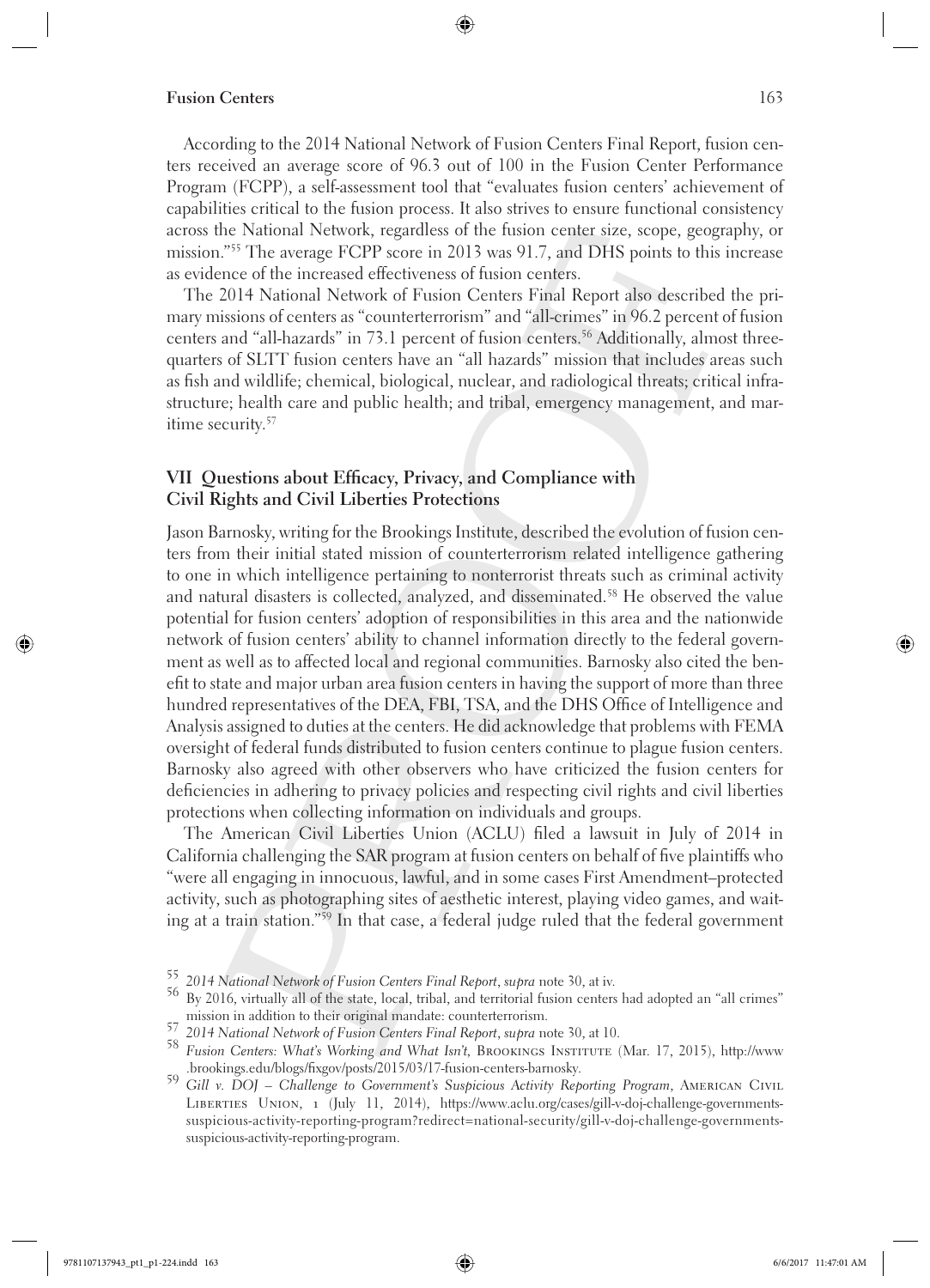According to the 2014 National Network of Fusion Centers Final Report, fusion centers received an average score of 96.3 out of 100 in the Fusion Center Performance Program (FCPP), a self-assessment tool that "evaluates fusion centers' achievement of capabilities critical to the fusion process. It also strives to ensure functional consistency across the National Network, regardless of the fusion center size, scope, geography, or mission."[55] The average FCPP score in 2013 was 91.7, and DHS points to this increase as evidence of the increased effectiveness of fusion centers.

The 2014 National Network of Fusion Centers Final Report also described the primary missions of centers as "counterterrorism" and "all-crimes" in 96.2 percent of fusion centers and "all-hazards" in 73.1 percent of fusion centers.[56] Additionally, almost three-quarters of SLTT fusion centers have an "all hazards" mission that includes areas such as fish and wildlife; chemical, biological, nuclear, and radiological threats; critical infrastructure; health care and public health; and tribal, emergency management, and maritime security.[57]

## VII Questions about Efficacy, Privacy, and Compliance with Civil Rights and Civil Liberties Protections

Jason Barnosky, writing for the Brookings Institute, described the evolution of fusion centers from their initial stated mission of counterterrorism related intelligence gathering to one in which intelligence pertaining to nonterrorist threats such as criminal activity and natural disasters is collected, analyzed, and disseminated.[58] He observed the value potential for fusion centers' adoption of responsibilities in this area and the nationwide network of fusion centers' ability to channel information directly to the federal government as well as to affected local and regional communities. Barnosky also cited the benefit to state and major urban area fusion centers in having the support of more than three hundred representatives of the DEA, FBI, TSA, and the DHS Office of Intelligence and Analysis assigned to duties at the centers. He did acknowledge that problems with FEMA oversight of federal funds distributed to fusion centers continue to plague fusion centers. Barnosky also agreed with other observers who have criticized the fusion centers for deficiencies in adhering to privacy policies and respecting civil rights and civil liberties protections when collecting information on individuals and groups.

The American Civil Liberties Union (ACLU) filed a lawsuit in July of 2014 in California challenging the SAR program at fusion centers on behalf of five plaintiffs who "were all engaging in innocuous, lawful, and in some cases First Amendment–protected activity, such as photographing sites of aesthetic interest, playing video games, and waiting at a train station."[59] In that case, a federal judge ruled that the federal government

---

[55] *2014 National Network of Fusion Centers Final Report*, *supra* note 30, at iv.

[56] By 2016, virtually all of the state, local, tribal, and territorial fusion centers had adopted an "all crimes" mission in addition to their original mandate: counterterrorism.

[57] *2014 National Network of Fusion Centers Final Report*, *supra* note 30, at 10.

[58] *Fusion Centers: What's Working and What Isn't*, Brookings Institute (Mar. 17, 2015), http://www.brookings.edu/blogs/fixgov/posts/2015/03/17-fusion-centers-barnosky.

[59] *Gill v. DOJ – Challenge to Government's Suspicious Activity Reporting Program*, American Civil Liberties Union, 1 (July 11, 2014), https://www.aclu.org/cases/gill-v-doj-challenge-governments-suspicious-activity-reporting-program?redirect=national-security/gill-v-doj-challenge-governments-suspicious-activity-reporting-program.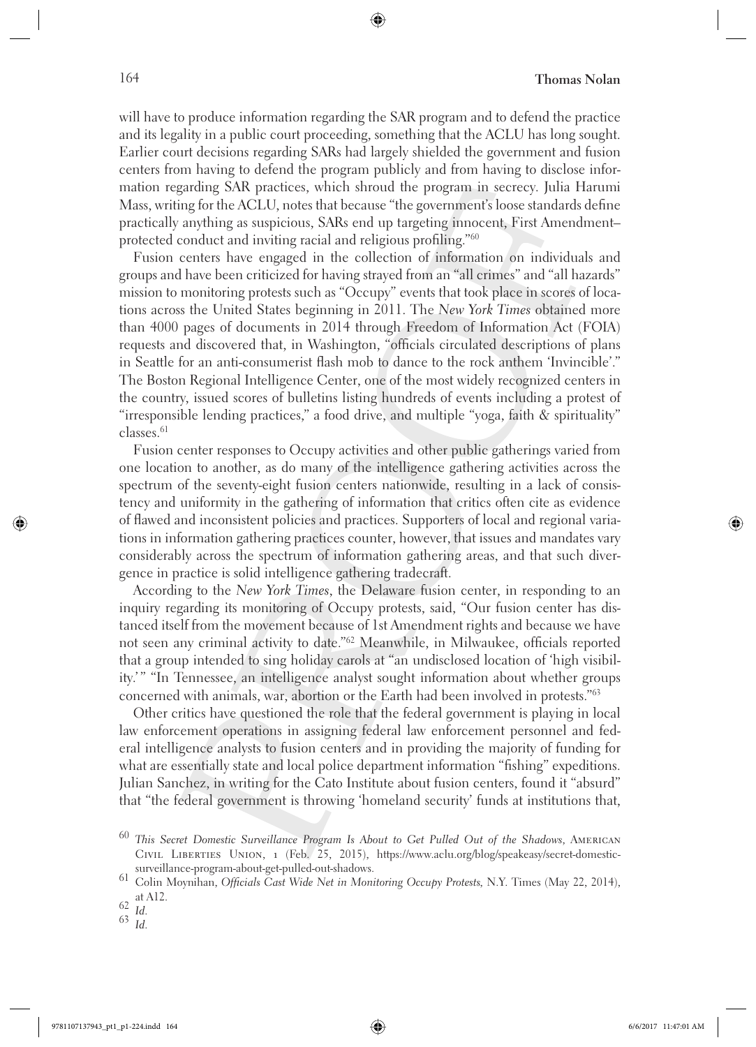will have to produce information regarding the SAR program and to defend the practice and its legality in a public court proceeding, something that the ACLU has long sought. Earlier court decisions regarding SARs had largely shielded the government and fusion centers from having to defend the program publicly and from having to disclose information regarding SAR practices, which shroud the program in secrecy. Julia Harumi Mass, writing for the ACLU, notes that because "the government's loose standards define practically anything as suspicious, SARs end up targeting innocent, First Amendment–protected conduct and inviting racial and religious profiling."[60]

Fusion centers have engaged in the collection of information on individuals and groups and have been criticized for having strayed from an "all crimes" and "all hazards" mission to monitoring protests such as "Occupy" events that took place in scores of locations across the United States beginning in 2011. The *New York Times* obtained more than 4000 pages of documents in 2014 through Freedom of Information Act (FOIA) requests and discovered that, in Washington, "officials circulated descriptions of plans in Seattle for an anti-consumerist flash mob to dance to the rock anthem 'Invincible'." The Boston Regional Intelligence Center, one of the most widely recognized centers in the country, issued scores of bulletins listing hundreds of events including a protest of "irresponsible lending practices," a food drive, and multiple "yoga, faith & spirituality" classes.[61]

Fusion center responses to Occupy activities and other public gatherings varied from one location to another, as do many of the intelligence gathering activities across the spectrum of the seventy-eight fusion centers nationwide, resulting in a lack of consistency and uniformity in the gathering of information that critics often cite as evidence of flawed and inconsistent policies and practices. Supporters of local and regional variations in information gathering practices counter, however, that issues and mandates vary considerably across the spectrum of information gathering areas, and that such divergence in practice is solid intelligence gathering tradecraft.

According to the *New York Times*, the Delaware fusion center, in responding to an inquiry regarding its monitoring of Occupy protests, said, "Our fusion center has distanced itself from the movement because of 1st Amendment rights and because we have not seen any criminal activity to date."[62] Meanwhile, in Milwaukee, officials reported that a group intended to sing holiday carols at "an undisclosed location of 'high visibility.'" "In Tennessee, an intelligence analyst sought information about whether groups concerned with animals, war, abortion or the Earth had been involved in protests."[63]

Other critics have questioned the role that the federal government is playing in local law enforcement operations in assigning federal law enforcement personnel and federal intelligence analysts to fusion centers and in providing the majority of funding for what are essentially state and local police department information "fishing" expeditions. Julian Sanchez, in writing for the Cato Institute about fusion centers, found it "absurd" that "the federal government is throwing 'homeland security' funds at institutions that,

[60] *This Secret Domestic Surveillance Program Is About to Get Pulled Out of the Shadows*, American Civil Liberties Union, 1 (Feb. 25, 2015), https://www.aclu.org/blog/speakeasy/secret-domestic-surveillance-program-about-get-pulled-out-shadows.

[61] Colin Moynihan, *Officials Cast Wide Net in Monitoring Occupy Protests,* N.Y. Times (May 22, 2014), at A12.

[62] *Id.*

[63] *Id.*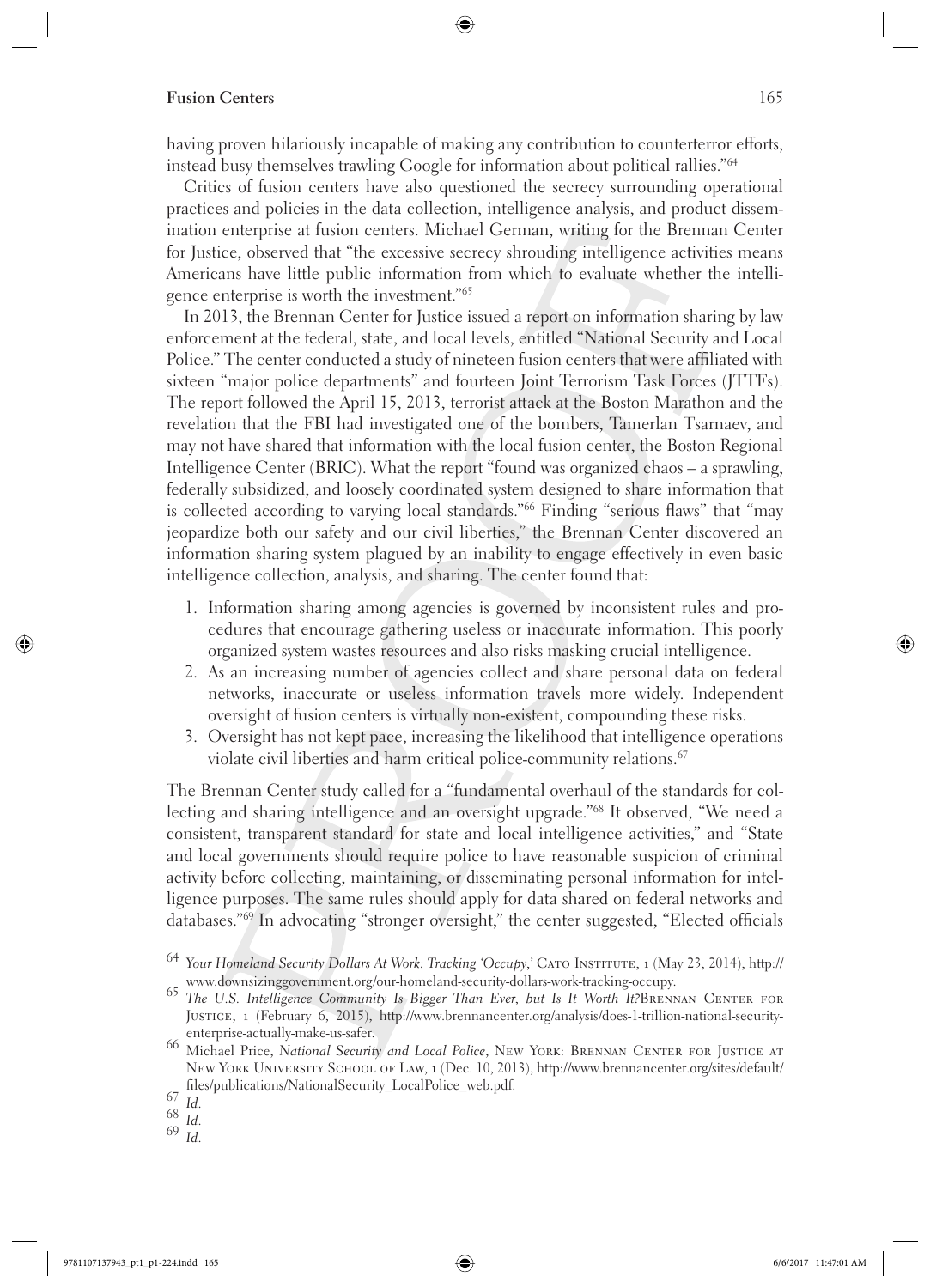having proven hilariously incapable of making any contribution to counterterror efforts, instead busy themselves trawling Google for information about political rallies."[64]

Critics of fusion centers have also questioned the secrecy surrounding operational practices and policies in the data collection, intelligence analysis, and product dissemination enterprise at fusion centers. Michael German, writing for the Brennan Center for Justice, observed that "the excessive secrecy shrouding intelligence activities means Americans have little public information from which to evaluate whether the intelligence enterprise is worth the investment."[65]

In 2013, the Brennan Center for Justice issued a report on information sharing by law enforcement at the federal, state, and local levels, entitled "National Security and Local Police." The center conducted a study of nineteen fusion centers that were affiliated with sixteen "major police departments" and fourteen Joint Terrorism Task Forces (JTTFs). The report followed the April 15, 2013, terrorist attack at the Boston Marathon and the revelation that the FBI had investigated one of the bombers, Tamerlan Tsarnaev, and may not have shared that information with the local fusion center, the Boston Regional Intelligence Center (BRIC). What the report "found was organized chaos – a sprawling, federally subsidized, and loosely coordinated system designed to share information that is collected according to varying local standards."[66] Finding "serious flaws" that "may jeopardize both our safety and our civil liberties," the Brennan Center discovered an information sharing system plagued by an inability to engage effectively in even basic intelligence collection, analysis, and sharing. The center found that:

1. Information sharing among agencies is governed by inconsistent rules and procedures that encourage gathering useless or inaccurate information. This poorly organized system wastes resources and also risks masking crucial intelligence.
2. As an increasing number of agencies collect and share personal data on federal networks, inaccurate or useless information travels more widely. Independent oversight of fusion centers is virtually non-existent, compounding these risks.
3. Oversight has not kept pace, increasing the likelihood that intelligence operations violate civil liberties and harm critical police-community relations.[67]

The Brennan Center study called for a "fundamental overhaul of the standards for collecting and sharing intelligence and an oversight upgrade."[68] It observed, "We need a consistent, transparent standard for state and local intelligence activities," and "State and local governments should require police to have reasonable suspicion of criminal activity before collecting, maintaining, or disseminating personal information for intelligence purposes. The same rules should apply for data shared on federal networks and databases."[69] In advocating "stronger oversight," the center suggested, "Elected officials

---

[64] *Your Homeland Security Dollars At Work: Tracking 'Occupy,'* Cato Institute, 1 (May 23, 2014), http://www.downsizinggovernment.org/our-homeland-security-dollars-work-tracking-occupy.

[65] *The U.S. Intelligence Community Is Bigger Than Ever, but Is It Worth It?* Brennan Center for Justice, 1 (February 6, 2015), http://www.brennancenter.org/analysis/does-1-trillion-national-security-enterprise-actually-make-us-safer.

[66] Michael Price, *National Security and Local Police*, New York: Brennan Center for Justice at New York University School of Law, 1 (Dec. 10, 2013), http://www.brennancenter.org/sites/default/files/publications/NationalSecurity_LocalPolice_web.pdf.

[67] *Id.*

[68] *Id.*

[69] *Id.*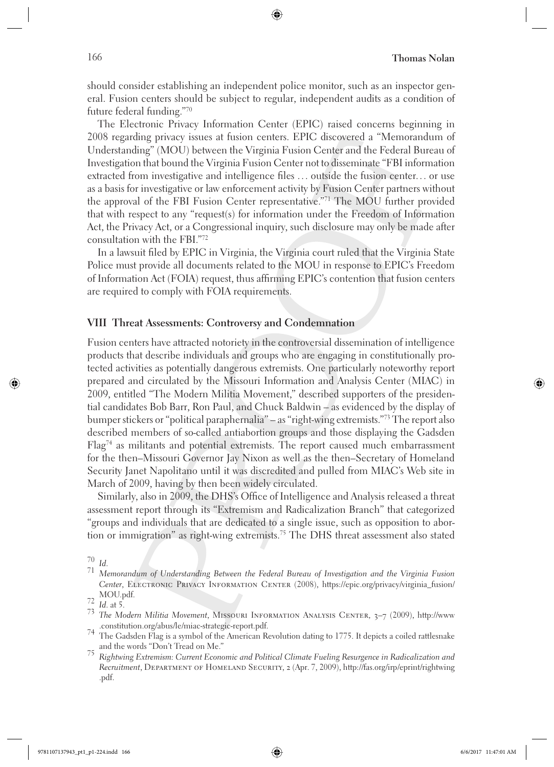should consider establishing an independent police monitor, such as an inspector general. Fusion centers should be subject to regular, independent audits as a condition of future federal funding."[70]

The Electronic Privacy Information Center (EPIC) raised concerns beginning in 2008 regarding privacy issues at fusion centers. EPIC discovered a "Memorandum of Understanding" (MOU) between the Virginia Fusion Center and the Federal Bureau of Investigation that bound the Virginia Fusion Center not to disseminate "FBI information extracted from investigative and intelligence files … outside the fusion center… or use as a basis for investigative or law enforcement activity by Fusion Center partners without the approval of the FBI Fusion Center representative."[71] The MOU further provided that with respect to any "request(s) for information under the Freedom of Information Act, the Privacy Act, or a Congressional inquiry, such disclosure may only be made after consultation with the FBI."[72]

In a lawsuit filed by EPIC in Virginia, the Virginia court ruled that the Virginia State Police must provide all documents related to the MOU in response to EPIC's Freedom of Information Act (FOIA) request, thus affirming EPIC's contention that fusion centers are required to comply with FOIA requirements.

## VIII Threat Assessments: Controversy and Condemnation

Fusion centers have attracted notoriety in the controversial dissemination of intelligence products that describe individuals and groups who are engaging in constitutionally protected activities as potentially dangerous extremists. One particularly noteworthy report prepared and circulated by the Missouri Information and Analysis Center (MIAC) in 2009, entitled "The Modern Militia Movement," described supporters of the presidential candidates Bob Barr, Ron Paul, and Chuck Baldwin – as evidenced by the display of bumper stickers or "political paraphernalia" – as "right-wing extremists."[73] The report also described members of so-called antiabortion groups and those displaying the Gadsden Flag[74] as militants and potential extremists. The report caused much embarrassment for the then–Missouri Governor Jay Nixon as well as the then–Secretary of Homeland Security Janet Napolitano until it was discredited and pulled from MIAC's Web site in March of 2009, having by then been widely circulated.

Similarly, also in 2009, the DHS's Office of Intelligence and Analysis released a threat assessment report through its "Extremism and Radicalization Branch" that categorized "groups and individuals that are dedicated to a single issue, such as opposition to abortion or immigration" as right-wing extremists.[75] The DHS threat assessment also stated

---

[70] *Id.*

[71] *Memorandum of Understanding Between the Federal Bureau of Investigation and the Virginia Fusion Center*, Electronic Privacy Information Center (2008), https://epic.org/privacy/virginia_fusion/MOU.pdf.

[72] *Id.* at 5.

[73] *The Modern Militia Movement*, Missouri Information Analysis Center, 3–7 (2009), http://www.constitution.org/abus/le/miac-strategic-report.pdf.

[74] The Gadsden Flag is a symbol of the American Revolution dating to 1775. It depicts a coiled rattlesnake and the words "Don't Tread on Me."

[75] *Rightwing Extremism: Current Economic and Political Climate Fueling Resurgence in Radicalization and Recruitment*, Department of Homeland Security, 2 (Apr. 7, 2009), http://fas.org/irp/eprint/rightwing.pdf.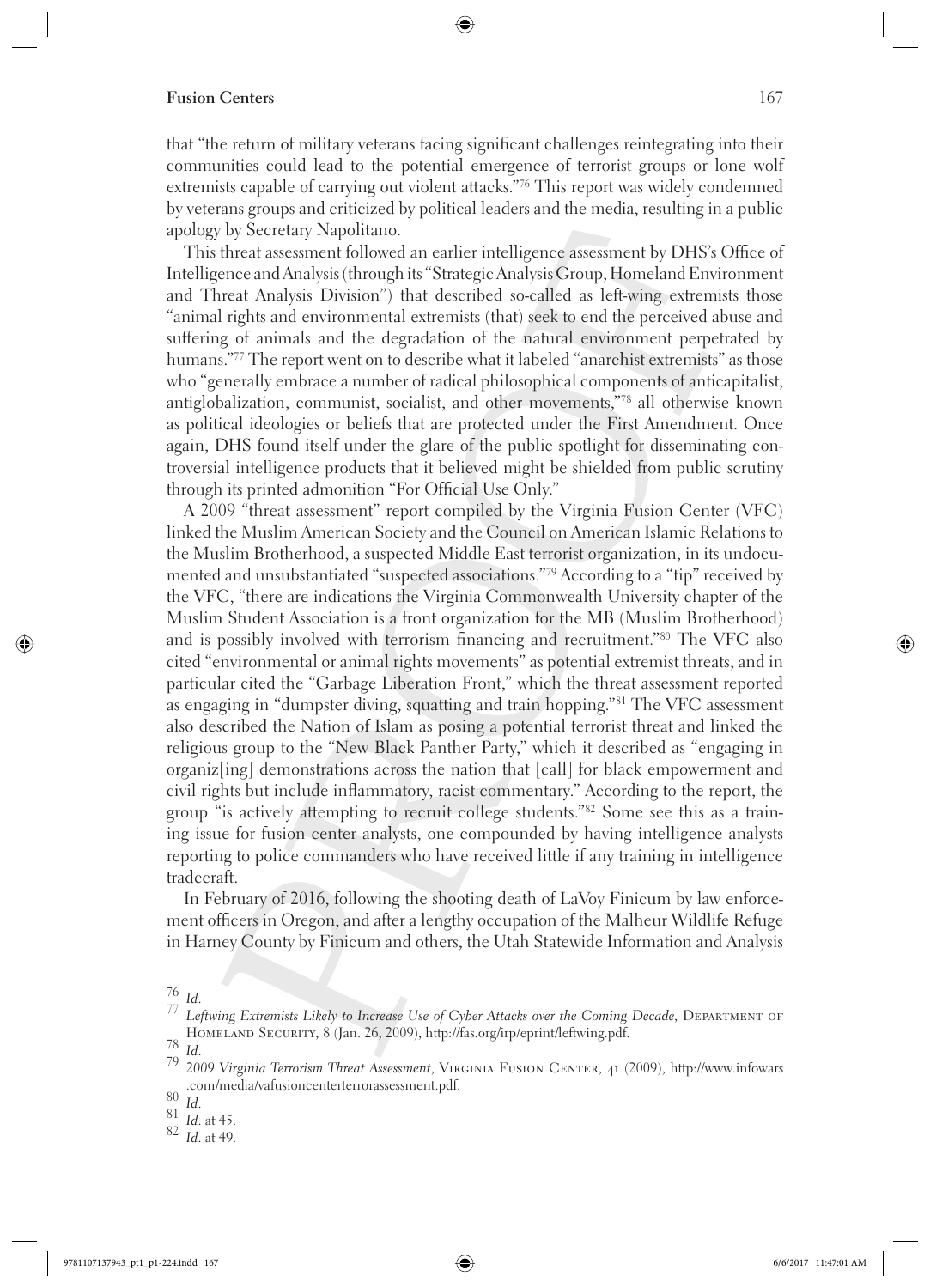that "the return of military veterans facing significant challenges reintegrating into their communities could lead to the potential emergence of terrorist groups or lone wolf extremists capable of carrying out violent attacks."[76] This report was widely condemned by veterans groups and criticized by political leaders and the media, resulting in a public apology by Secretary Napolitano.

This threat assessment followed an earlier intelligence assessment by DHS's Office of Intelligence and Analysis (through its "Strategic Analysis Group, Homeland Environment and Threat Analysis Division") that described so-called as left-wing extremists those "animal rights and environmental extremists (that) seek to end the perceived abuse and suffering of animals and the degradation of the natural environment perpetrated by humans."[77] The report went on to describe what it labeled "anarchist extremists" as those who "generally embrace a number of radical philosophical components of anticapitalist, antiglobalization, communist, socialist, and other movements,"[78] all otherwise known as political ideologies or beliefs that are protected under the First Amendment. Once again, DHS found itself under the glare of the public spotlight for disseminating controversial intelligence products that it believed might be shielded from public scrutiny through its printed admonition "For Official Use Only."

A 2009 "threat assessment" report compiled by the Virginia Fusion Center (VFC) linked the Muslim American Society and the Council on American Islamic Relations to the Muslim Brotherhood, a suspected Middle East terrorist organization, in its undocumented and unsubstantiated "suspected associations."[79] According to a "tip" received by the VFC, "there are indications the Virginia Commonwealth University chapter of the Muslim Student Association is a front organization for the MB (Muslim Brotherhood) and is possibly involved with terrorism financing and recruitment."[80] The VFC also cited "environmental or animal rights movements" as potential extremist threats, and in particular cited the "Garbage Liberation Front," which the threat assessment reported as engaging in "dumpster diving, squatting and train hopping."[81] The VFC assessment also described the Nation of Islam as posing a potential terrorist threat and linked the religious group to the "New Black Panther Party," which it described as "engaging in organiz[ing] demonstrations across the nation that [call] for black empowerment and civil rights but include inflammatory, racist commentary." According to the report, the group "is actively attempting to recruit college students."[82] Some see this as a training issue for fusion center analysts, one compounded by having intelligence analysts reporting to police commanders who have received little if any training in intelligence tradecraft.

In February of 2016, following the shooting death of LaVoy Finicum by law enforcement officers in Oregon, and after a lengthy occupation of the Malheur Wildlife Refuge in Harney County by Finicum and others, the Utah Statewide Information and Analysis

---

[76] *Id.*

[77] *Leftwing Extremists Likely to Increase Use of Cyber Attacks over the Coming Decade*, Department of Homeland Security, 8 (Jan. 26, 2009), http://fas.org/irp/eprint/leftwing.pdf.

[78] *Id.*

[79] *2009 Virginia Terrorism Threat Assessment*, Virginia Fusion Center, 41 (2009), http://www.infowars.com/media/vafusioncenterterrorassessment.pdf.

[80] *Id.*

[81] *Id.* at 45.

[82] *Id.* at 49.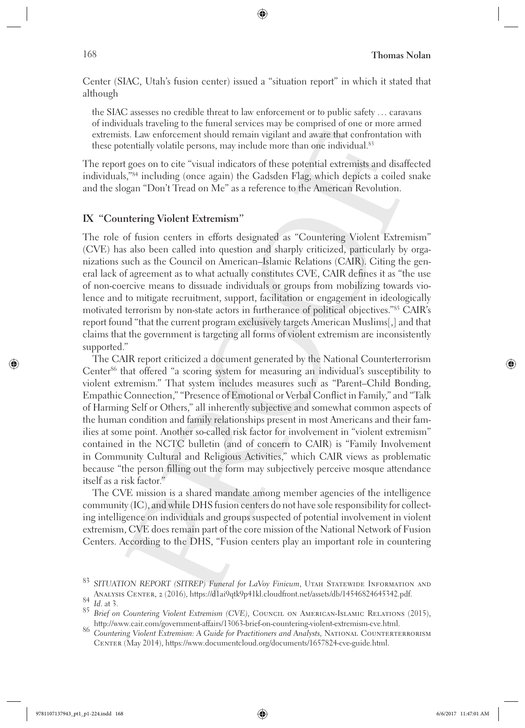Center (SIAC, Utah's fusion center) issued a "situation report" in which it stated that although

> the SIAC assesses no credible threat to law enforcement or to public safety … caravans of individuals traveling to the funeral services may be comprised of one or more armed extremists. Law enforcement should remain vigilant and aware that confrontation with these potentially volatile persons, may include more than one individual.[83]

The report goes on to cite "visual indicators of these potential extremists and disaffected individuals,"[84] including (once again) the Gadsden Flag, which depicts a coiled snake and the slogan "Don't Tread on Me" as a reference to the American Revolution.

## IX "Countering Violent Extremism"

The role of fusion centers in efforts designated as "Countering Violent Extremism" (CVE) has also been called into question and sharply criticized, particularly by organizations such as the Council on American–Islamic Relations (CAIR). Citing the general lack of agreement as to what actually constitutes CVE, CAIR defines it as "the use of non-coercive means to dissuade individuals or groups from mobilizing towards violence and to mitigate recruitment, support, facilitation or engagement in ideologically motivated terrorism by non-state actors in furtherance of political objectives."[85] CAIR's report found "that the current program exclusively targets American Muslims[,] and that claims that the government is targeting all forms of violent extremism are inconsistently supported."

The CAIR report criticized a document generated by the National Counterterrorism Center[86] that offered "a scoring system for measuring an individual's susceptibility to violent extremism." That system includes measures such as "Parent–Child Bonding, Empathic Connection," "Presence of Emotional or Verbal Conflict in Family," and "Talk of Harming Self or Others," all inherently subjective and somewhat common aspects of the human condition and family relationships present in most Americans and their families at some point. Another so-called risk factor for involvement in "violent extremism" contained in the NCTC bulletin (and of concern to CAIR) is "Family Involvement in Community Cultural and Religious Activities," which CAIR views as problematic because "the person filling out the form may subjectively perceive mosque attendance itself as a risk factor."

The CVE mission is a shared mandate among member agencies of the intelligence community (IC), and while DHS fusion centers do not have sole responsibility for collecting intelligence on individuals and groups suspected of potential involvement in violent extremism, CVE does remain part of the core mission of the National Network of Fusion Centers. According to the DHS, "Fusion centers play an important role in countering

---

[83] *SITUATION REPORT (SITREP) Funeral for LaVoy Finicum*, Utah Statewide Information and Analysis Center, 2 (2016), https://d1ai9qtk9p41kl.cloudfront.net/assets/db/14546824645342.pdf.

[84] *Id.* at 3.

[85] *Brief on Countering Violent Extremism (CVE)*, Council on American-Islamic Relations (2015), http://www.cair.com/government-affairs/13063-brief-on-countering-violent-extremism-cve.html.

[86] *Countering Violent Extremism: A Guide for Practitioners and Analysts*, National Counterterrorism Center (May 2014), https://www.documentcloud.org/documents/1657824-cve-guide.html.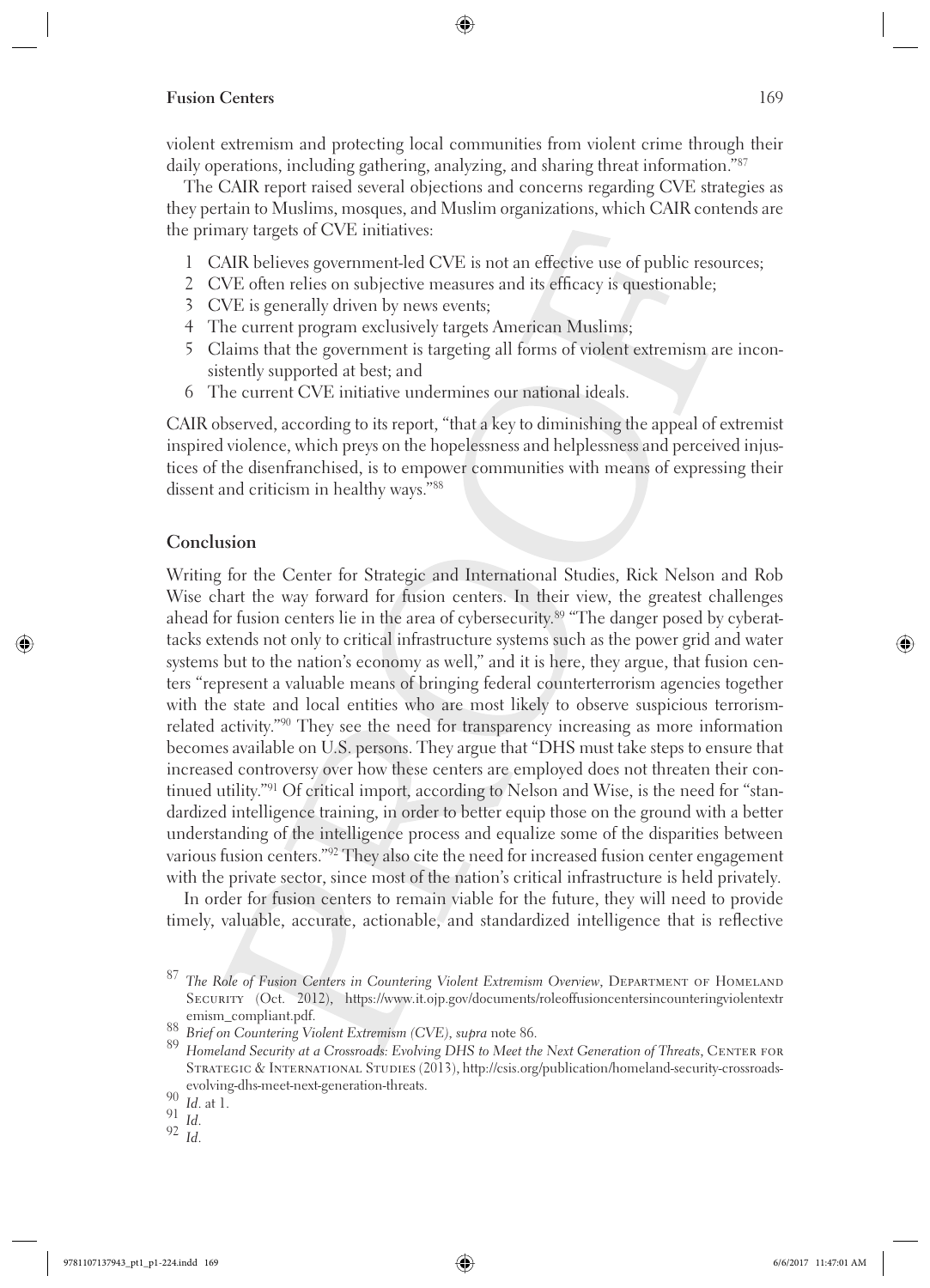violent extremism and protecting local communities from violent crime through their daily operations, including gathering, analyzing, and sharing threat information."[87]

The CAIR report raised several objections and concerns regarding CVE strategies as they pertain to Muslims, mosques, and Muslim organizations, which CAIR contends are the primary targets of CVE initiatives:

1. CAIR believes government-led CVE is not an effective use of public resources;
2. CVE often relies on subjective measures and its efficacy is questionable;
3. CVE is generally driven by news events;
4. The current program exclusively targets American Muslims;
5. Claims that the government is targeting all forms of violent extremism are inconsistently supported at best; and
6. The current CVE initiative undermines our national ideals.

CAIR observed, according to its report, "that a key to diminishing the appeal of extremist inspired violence, which preys on the hopelessness and helplessness and perceived injustices of the disenfranchised, is to empower communities with means of expressing their dissent and criticism in healthy ways."[88]

## Conclusion

Writing for the Center for Strategic and International Studies, Rick Nelson and Rob Wise chart the way forward for fusion centers. In their view, the greatest challenges ahead for fusion centers lie in the area of cybersecurity.[89] "The danger posed by cyberattacks extends not only to critical infrastructure systems such as the power grid and water systems but to the nation's economy as well," and it is here, they argue, that fusion centers "represent a valuable means of bringing federal counterterrorism agencies together with the state and local entities who are most likely to observe suspicious terrorism-related activity."[90] They see the need for transparency increasing as more information becomes available on U.S. persons. They argue that "DHS must take steps to ensure that increased controversy over how these centers are employed does not threaten their continued utility."[91] Of critical import, according to Nelson and Wise, is the need for "standardized intelligence training, in order to better equip those on the ground with a better understanding of the intelligence process and equalize some of the disparities between various fusion centers."[92] They also cite the need for increased fusion center engagement with the private sector, since most of the nation's critical infrastructure is held privately.

In order for fusion centers to remain viable for the future, they will need to provide timely, valuable, accurate, actionable, and standardized intelligence that is reflective

---

[87] *The Role of Fusion Centers in Countering Violent Extremism Overview*, Department of Homeland Security (Oct. 2012), https://www.it.ojp.gov/documents/roleoffusioncentersincounteringviolentextremism_compliant.pdf.

[88] *Brief on Countering Violent Extremism (CVE)*, *supra* note 86.

[89] *Homeland Security at a Crossroads: Evolving DHS to Meet the Next Generation of Threats*, Center for Strategic & International Studies (2013), http://csis.org/publication/homeland-security-crossroads-evolving-dhs-meet-next-generation-threats.

[90] *Id*. at 1.

[91] *Id*.

[92] *Id*.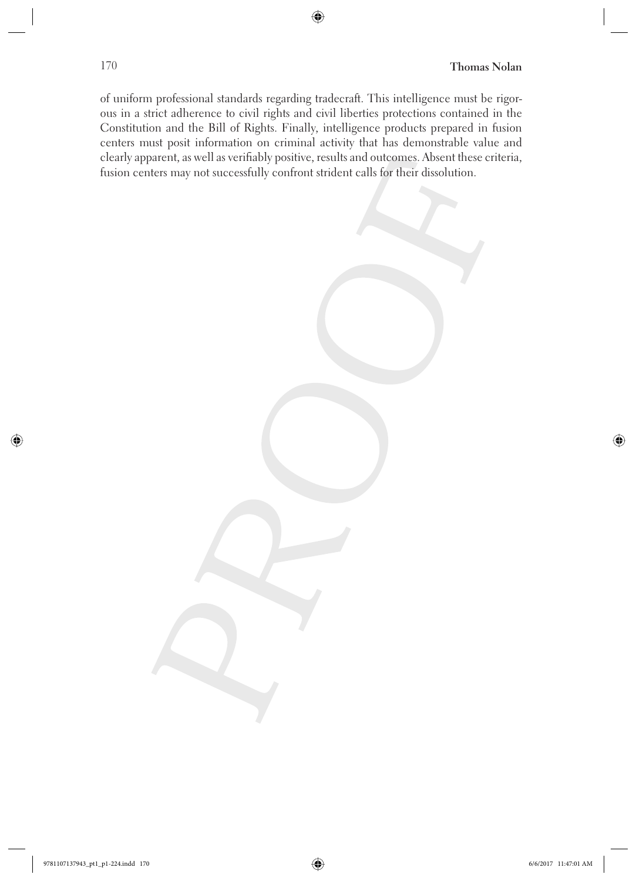of uniform professional standards regarding tradecraft. This intelligence must be rigorous in a strict adherence to civil rights and civil liberties protections contained in the Constitution and the Bill of Rights. Finally, intelligence products prepared in fusion centers must posit information on criminal activity that has demonstrable value and clearly apparent, as well as verifiably positive, results and outcomes. Absent these criteria, fusion centers may not successfully confront strident calls for their dissolution.